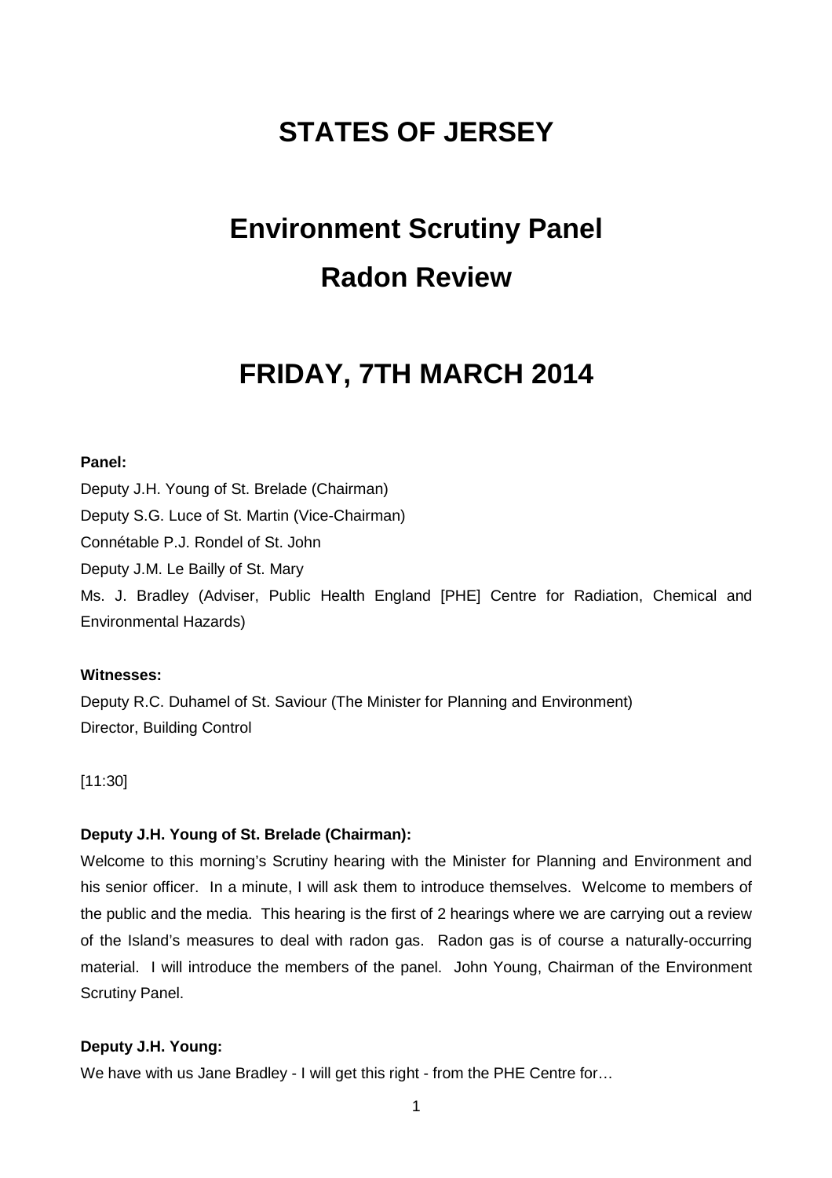# STATES OF JERSEY

# Environment Scrutiny Panel

# Radon Review

# FRIDAY, 7TH MARCH 2014

**Panel:**

Deputy J.H. Young of St. Brelade (Chairman)
Deputy S.G. Luce of St. Martin (Vice-Chairman)
Connétable P.J. Rondel of St. John
Deputy J.M. Le Bailly of St. Mary
Ms. J. Bradley (Adviser, Public Health England [PHE] Centre for Radiation, Chemical and Environmental Hazards)

**Witnesses:**

Deputy R.C. Duhamel of St. Saviour (The Minister for Planning and Environment)
Director, Building Control

[11:30]

**Deputy J.H. Young of St. Brelade (Chairman):**

Welcome to this morning's Scrutiny hearing with the Minister for Planning and Environment and his senior officer. In a minute, I will ask them to introduce themselves. Welcome to members of the public and the media. This hearing is the first of 2 hearings where we are carrying out a review of the Island's measures to deal with radon gas. Radon gas is of course a naturally-occurring material. I will introduce the members of the panel. John Young, Chairman of the Environment Scrutiny Panel.

**Deputy J.H. Young:**

We have with us Jane Bradley - I will get this right - from the PHE Centre for…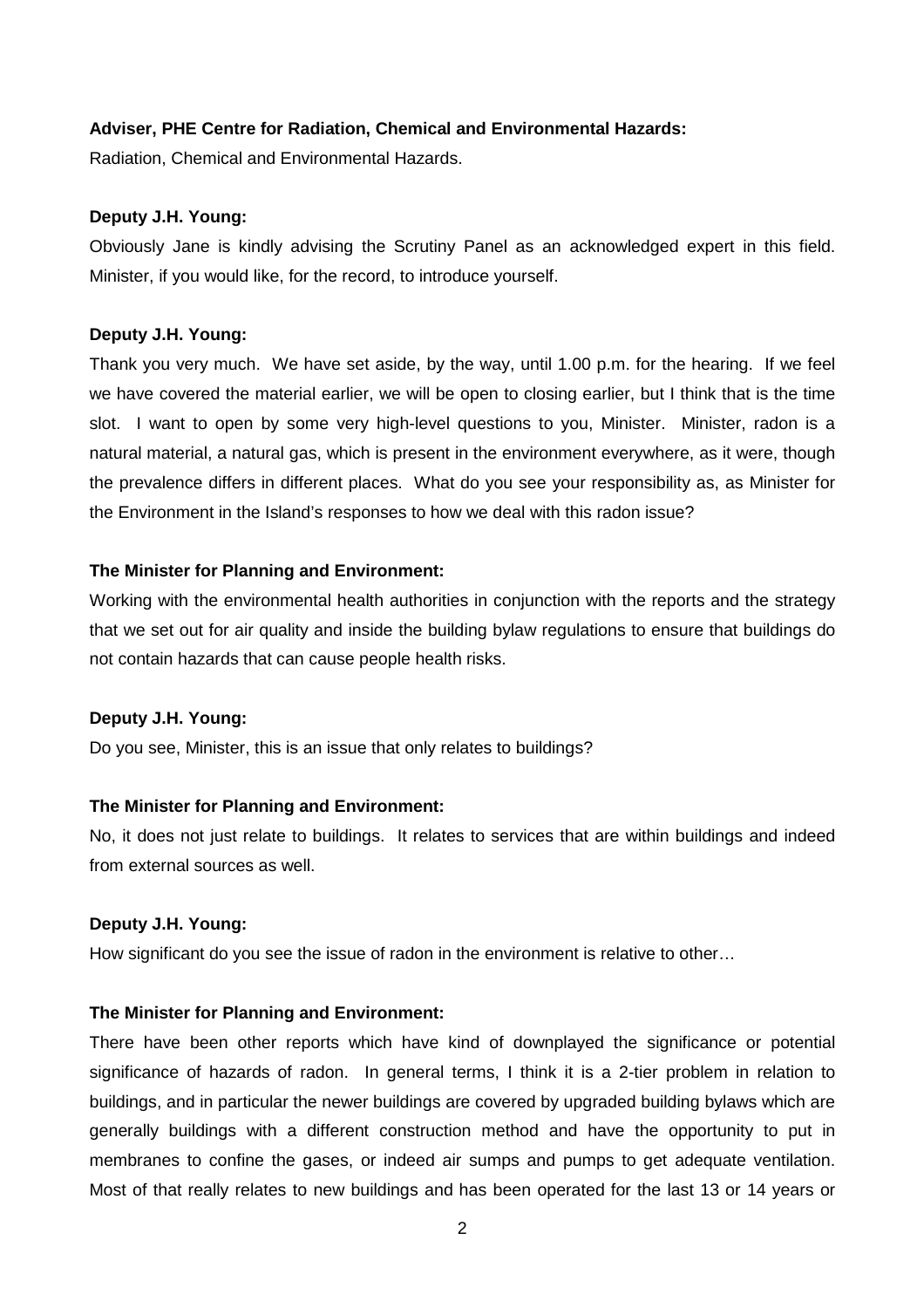**Adviser, PHE Centre for Radiation, Chemical and Environmental Hazards:**

Radiation, Chemical and Environmental Hazards.

**Deputy J.H. Young:**

Obviously Jane is kindly advising the Scrutiny Panel as an acknowledged expert in this field. Minister, if you would like, for the record, to introduce yourself.

**Deputy J.H. Young:**

Thank you very much. We have set aside, by the way, until 1.00 p.m. for the hearing. If we feel we have covered the material earlier, we will be open to closing earlier, but I think that is the time slot. I want to open by some very high-level questions to you, Minister. Minister, radon is a natural material, a natural gas, which is present in the environment everywhere, as it were, though the prevalence differs in different places. What do you see your responsibility as, as Minister for the Environment in the Island's responses to how we deal with this radon issue?

**The Minister for Planning and Environment:**

Working with the environmental health authorities in conjunction with the reports and the strategy that we set out for air quality and inside the building bylaw regulations to ensure that buildings do not contain hazards that can cause people health risks.

**Deputy J.H. Young:**

Do you see, Minister, this is an issue that only relates to buildings?

**The Minister for Planning and Environment:**

No, it does not just relate to buildings. It relates to services that are within buildings and indeed from external sources as well.

**Deputy J.H. Young:**

How significant do you see the issue of radon in the environment is relative to other…

**The Minister for Planning and Environment:**

There have been other reports which have kind of downplayed the significance or potential significance of hazards of radon. In general terms, I think it is a 2-tier problem in relation to buildings, and in particular the newer buildings are covered by upgraded building bylaws which are generally buildings with a different construction method and have the opportunity to put in membranes to confine the gases, or indeed air sumps and pumps to get adequate ventilation. Most of that really relates to new buildings and has been operated for the last 13 or 14 years or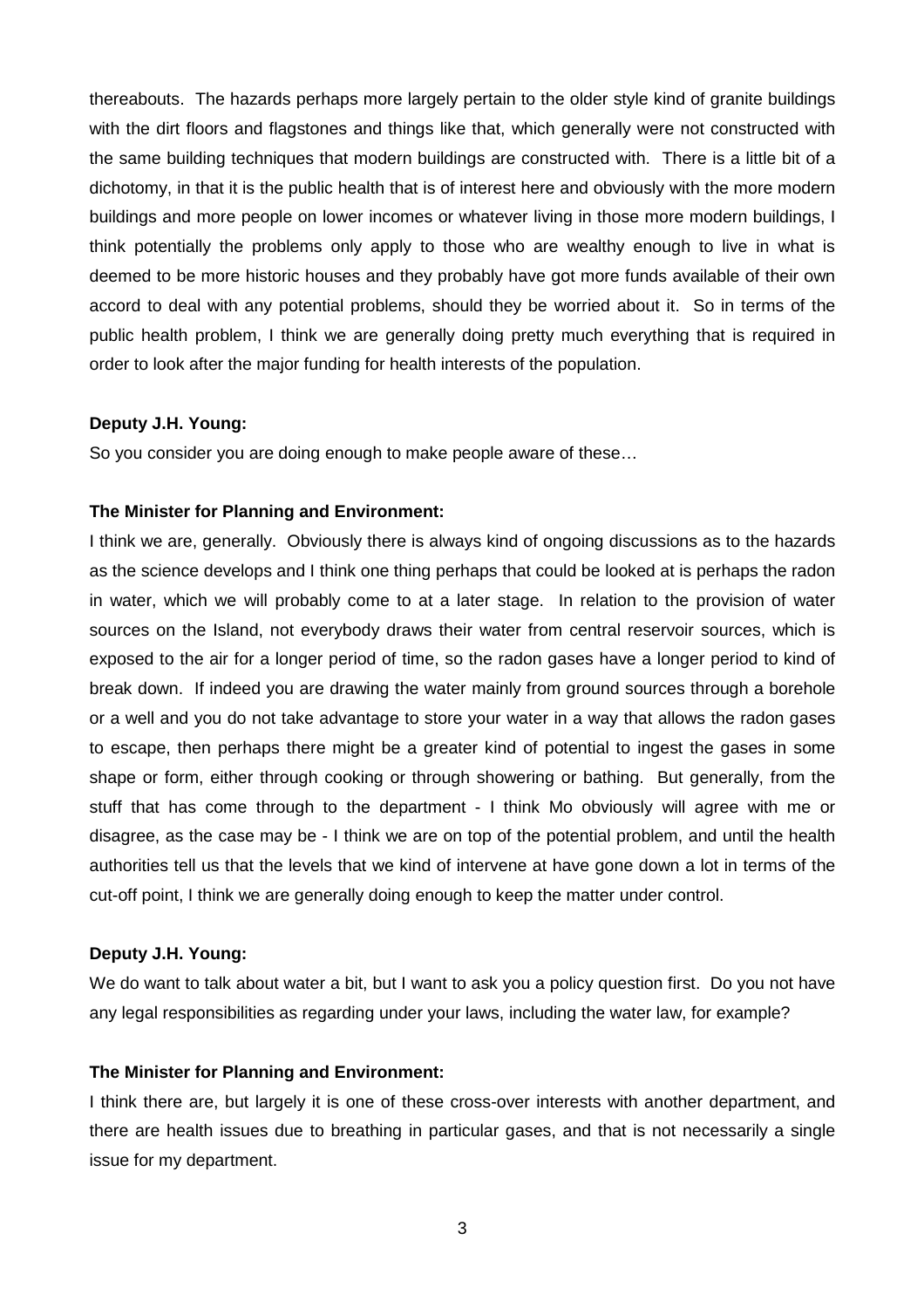thereabouts. The hazards perhaps more largely pertain to the older style kind of granite buildings with the dirt floors and flagstones and things like that, which generally were not constructed with the same building techniques that modern buildings are constructed with. There is a little bit of a dichotomy, in that it is the public health that is of interest here and obviously with the more modern buildings and more people on lower incomes or whatever living in those more modern buildings, I think potentially the problems only apply to those who are wealthy enough to live in what is deemed to be more historic houses and they probably have got more funds available of their own accord to deal with any potential problems, should they be worried about it. So in terms of the public health problem, I think we are generally doing pretty much everything that is required in order to look after the major funding for health interests of the population.

**Deputy J.H. Young:**

So you consider you are doing enough to make people aware of these…

**The Minister for Planning and Environment:**

I think we are, generally. Obviously there is always kind of ongoing discussions as to the hazards as the science develops and I think one thing perhaps that could be looked at is perhaps the radon in water, which we will probably come to at a later stage. In relation to the provision of water sources on the Island, not everybody draws their water from central reservoir sources, which is exposed to the air for a longer period of time, so the radon gases have a longer period to kind of break down. If indeed you are drawing the water mainly from ground sources through a borehole or a well and you do not take advantage to store your water in a way that allows the radon gases to escape, then perhaps there might be a greater kind of potential to ingest the gases in some shape or form, either through cooking or through showering or bathing. But generally, from the stuff that has come through to the department - I think Mo obviously will agree with me or disagree, as the case may be - I think we are on top of the potential problem, and until the health authorities tell us that the levels that we kind of intervene at have gone down a lot in terms of the cut-off point, I think we are generally doing enough to keep the matter under control.

**Deputy J.H. Young:**

We do want to talk about water a bit, but I want to ask you a policy question first. Do you not have any legal responsibilities as regarding under your laws, including the water law, for example?

**The Minister for Planning and Environment:**

I think there are, but largely it is one of these cross-over interests with another department, and there are health issues due to breathing in particular gases, and that is not necessarily a single issue for my department.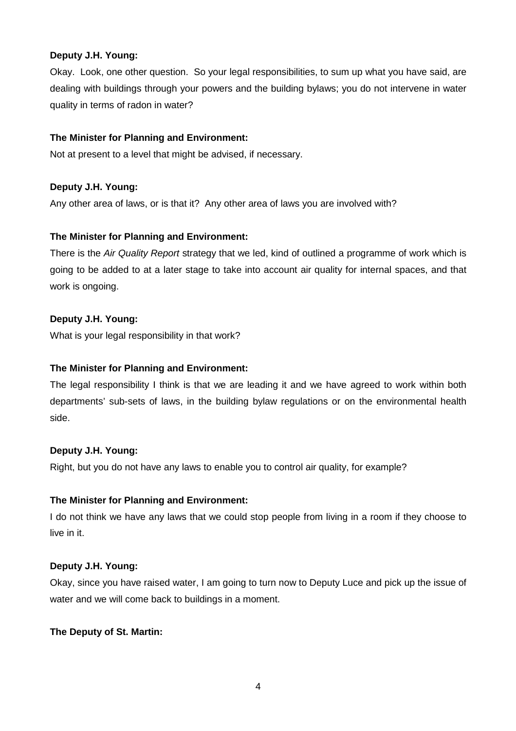**Deputy J.H. Young:**

Okay. Look, one other question. So your legal responsibilities, to sum up what you have said, are dealing with buildings through your powers and the building bylaws; you do not intervene in water quality in terms of radon in water?

**The Minister for Planning and Environment:**

Not at present to a level that might be advised, if necessary.

**Deputy J.H. Young:**

Any other area of laws, or is that it? Any other area of laws you are involved with?

**The Minister for Planning and Environment:**

There is the *Air Quality Report* strategy that we led, kind of outlined a programme of work which is going to be added to at a later stage to take into account air quality for internal spaces, and that work is ongoing.

**Deputy J.H. Young:**

What is your legal responsibility in that work?

**The Minister for Planning and Environment:**

The legal responsibility I think is that we are leading it and we have agreed to work within both departments' sub-sets of laws, in the building bylaw regulations or on the environmental health side.

**Deputy J.H. Young:**

Right, but you do not have any laws to enable you to control air quality, for example?

**The Minister for Planning and Environment:**

I do not think we have any laws that we could stop people from living in a room if they choose to live in it.

**Deputy J.H. Young:**

Okay, since you have raised water, I am going to turn now to Deputy Luce and pick up the issue of water and we will come back to buildings in a moment.

**The Deputy of St. Martin:**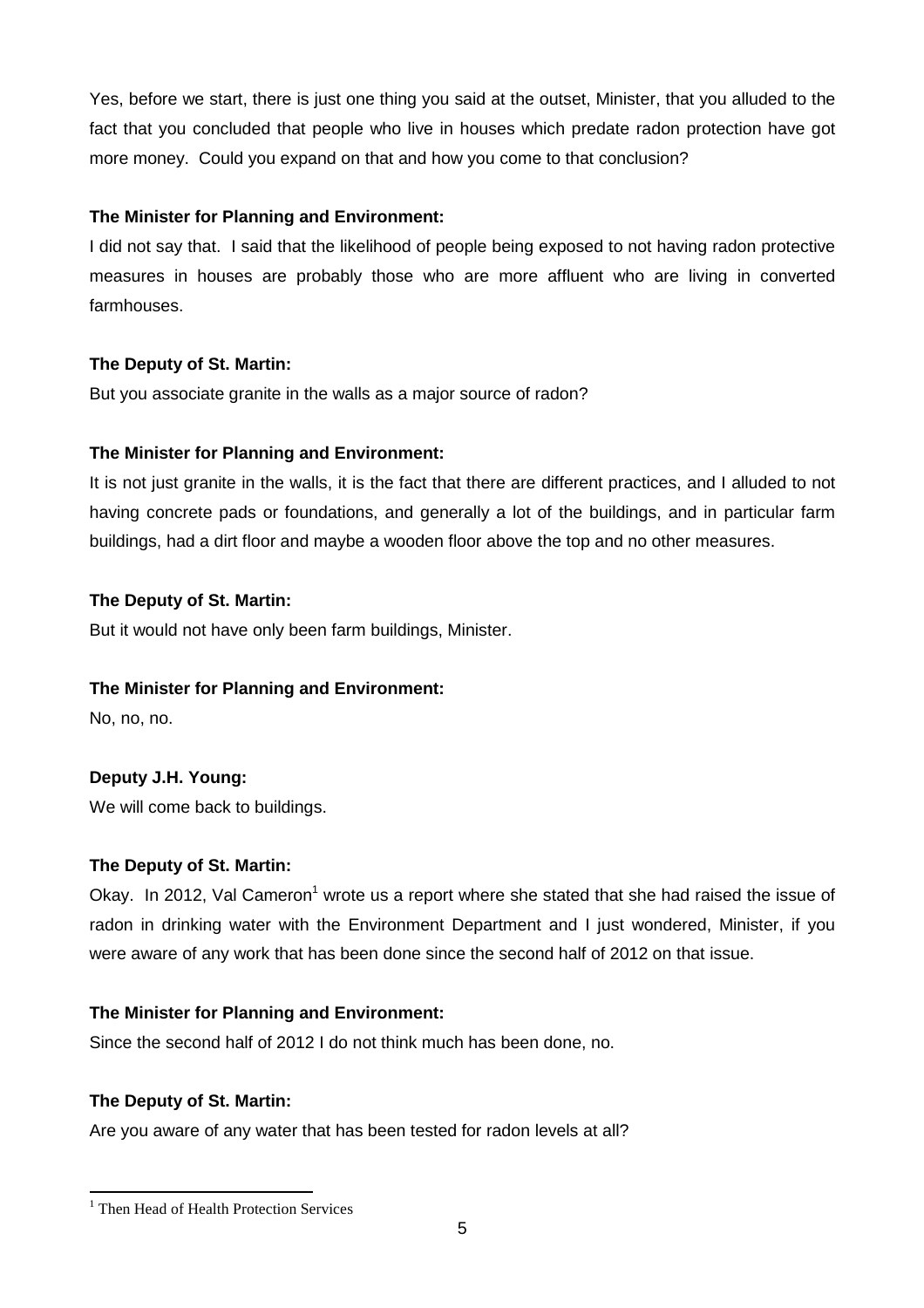Yes, before we start, there is just one thing you said at the outset, Minister, that you alluded to the fact that you concluded that people who live in houses which predate radon protection have got more money. Could you expand on that and how you come to that conclusion?

**The Minister for Planning and Environment:**

I did not say that. I said that the likelihood of people being exposed to not having radon protective measures in houses are probably those who are more affluent who are living in converted farmhouses.

**The Deputy of St. Martin:**

But you associate granite in the walls as a major source of radon?

**The Minister for Planning and Environment:**

It is not just granite in the walls, it is the fact that there are different practices, and I alluded to not having concrete pads or foundations, and generally a lot of the buildings, and in particular farm buildings, had a dirt floor and maybe a wooden floor above the top and no other measures.

**The Deputy of St. Martin:**

But it would not have only been farm buildings, Minister.

**The Minister for Planning and Environment:**

No, no, no.

**Deputy J.H. Young:**

We will come back to buildings.

**The Deputy of St. Martin:**

Okay. In 2012, Val Cameron[1] wrote us a report where she stated that she had raised the issue of radon in drinking water with the Environment Department and I just wondered, Minister, if you were aware of any work that has been done since the second half of 2012 on that issue.

**The Minister for Planning and Environment:**

Since the second half of 2012 I do not think much has been done, no.

**The Deputy of St. Martin:**

Are you aware of any water that has been tested for radon levels at all?

---

[1] Then Head of Health Protection Services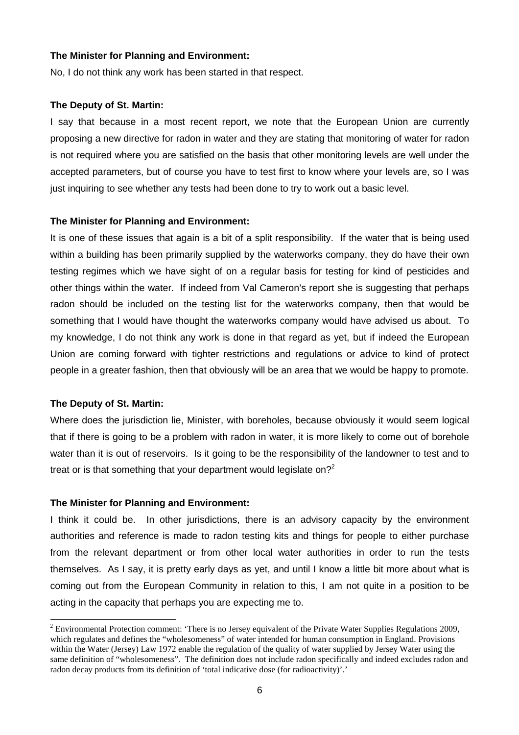**The Minister for Planning and Environment:**

No, I do not think any work has been started in that respect.

**The Deputy of St. Martin:**

I say that because in a most recent report, we note that the European Union are currently proposing a new directive for radon in water and they are stating that monitoring of water for radon is not required where you are satisfied on the basis that other monitoring levels are well under the accepted parameters, but of course you have to test first to know where your levels are, so I was just inquiring to see whether any tests had been done to try to work out a basic level.

**The Minister for Planning and Environment:**

It is one of these issues that again is a bit of a split responsibility. If the water that is being used within a building has been primarily supplied by the waterworks company, they do have their own testing regimes which we have sight of on a regular basis for testing for kind of pesticides and other things within the water. If indeed from Val Cameron's report she is suggesting that perhaps radon should be included on the testing list for the waterworks company, then that would be something that I would have thought the waterworks company would have advised us about. To my knowledge, I do not think any work is done in that regard as yet, but if indeed the European Union are coming forward with tighter restrictions and regulations or advice to kind of protect people in a greater fashion, then that obviously will be an area that we would be happy to promote.

**The Deputy of St. Martin:**

Where does the jurisdiction lie, Minister, with boreholes, because obviously it would seem logical that if there is going to be a problem with radon in water, it is more likely to come out of borehole water than it is out of reservoirs. Is it going to be the responsibility of the landowner to test and to treat or is that something that your department would legislate on?[2]

**The Minister for Planning and Environment:**

I think it could be. In other jurisdictions, there is an advisory capacity by the environment authorities and reference is made to radon testing kits and things for people to either purchase from the relevant department or from other local water authorities in order to run the tests themselves. As I say, it is pretty early days as yet, and until I know a little bit more about what is coming out from the European Community in relation to this, I am not quite in a position to be acting in the capacity that perhaps you are expecting me to.

---

[2] Environmental Protection comment: 'There is no Jersey equivalent of the Private Water Supplies Regulations 2009, which regulates and defines the "wholesomeness" of water intended for human consumption in England. Provisions within the Water (Jersey) Law 1972 enable the regulation of the quality of water supplied by Jersey Water using the same definition of "wholesomeness". The definition does not include radon specifically and indeed excludes radon and radon decay products from its definition of 'total indicative dose (for radioactivity)'.'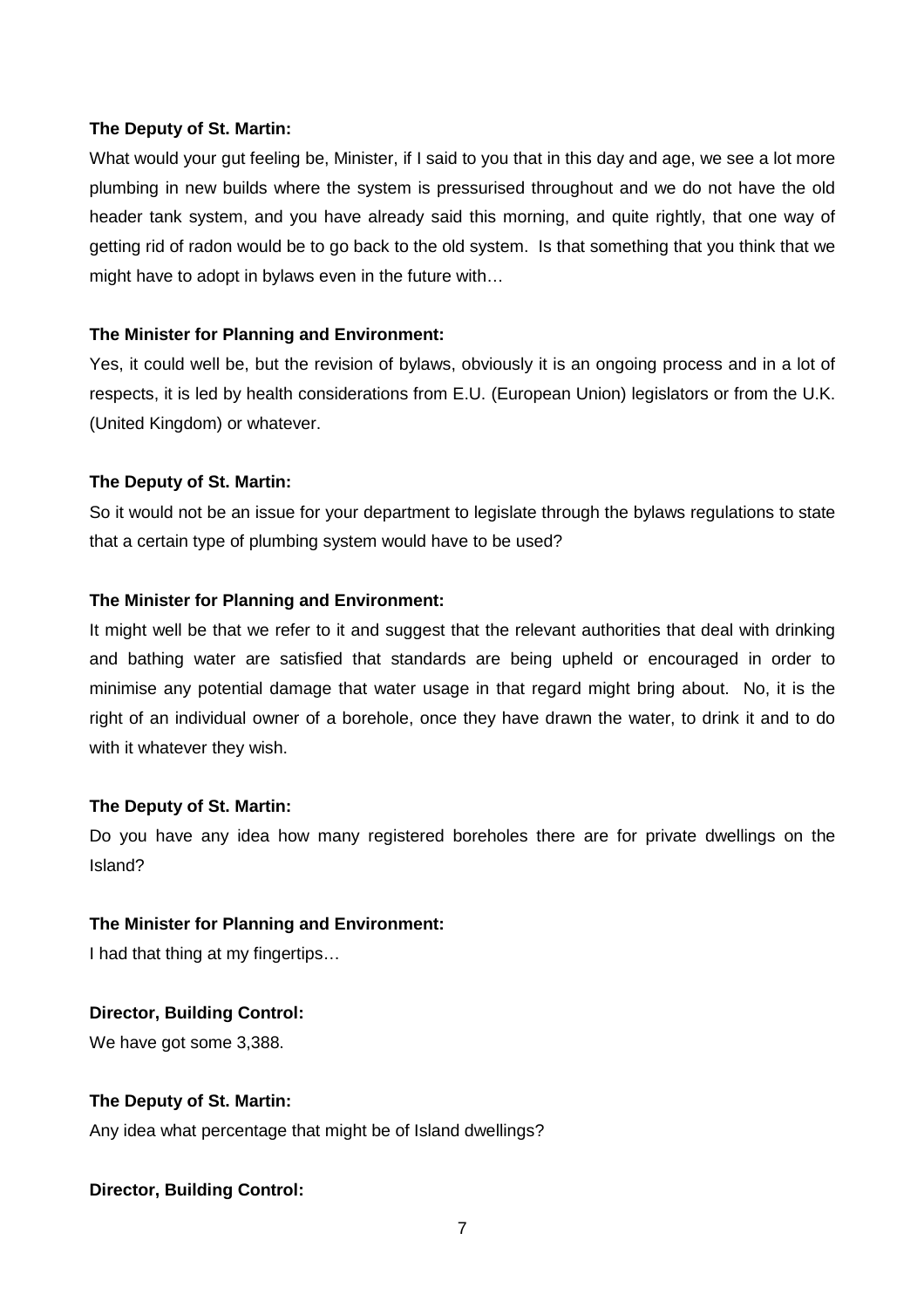**The Deputy of St. Martin:**

What would your gut feeling be, Minister, if I said to you that in this day and age, we see a lot more plumbing in new builds where the system is pressurised throughout and we do not have the old header tank system, and you have already said this morning, and quite rightly, that one way of getting rid of radon would be to go back to the old system. Is that something that you think that we might have to adopt in bylaws even in the future with…

**The Minister for Planning and Environment:**

Yes, it could well be, but the revision of bylaws, obviously it is an ongoing process and in a lot of respects, it is led by health considerations from E.U. (European Union) legislators or from the U.K. (United Kingdom) or whatever.

**The Deputy of St. Martin:**

So it would not be an issue for your department to legislate through the bylaws regulations to state that a certain type of plumbing system would have to be used?

**The Minister for Planning and Environment:**

It might well be that we refer to it and suggest that the relevant authorities that deal with drinking and bathing water are satisfied that standards are being upheld or encouraged in order to minimise any potential damage that water usage in that regard might bring about. No, it is the right of an individual owner of a borehole, once they have drawn the water, to drink it and to do with it whatever they wish.

**The Deputy of St. Martin:**

Do you have any idea how many registered boreholes there are for private dwellings on the Island?

**The Minister for Planning and Environment:**

I had that thing at my fingertips…

**Director, Building Control:**

We have got some 3,388.

**The Deputy of St. Martin:**

Any idea what percentage that might be of Island dwellings?

**Director, Building Control:**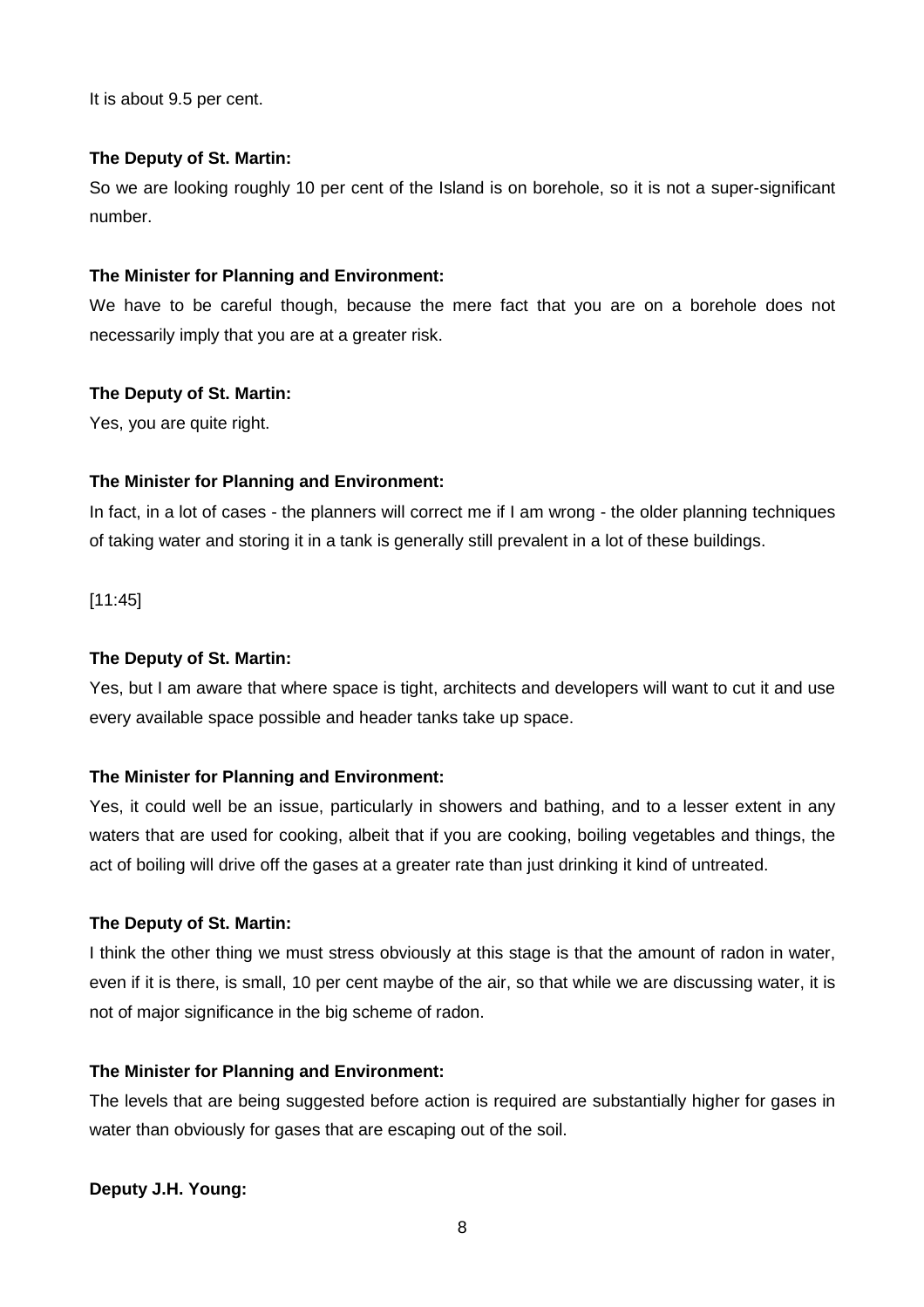It is about 9.5 per cent.

**The Deputy of St. Martin:**

So we are looking roughly 10 per cent of the Island is on borehole, so it is not a super-significant number.

**The Minister for Planning and Environment:**

We have to be careful though, because the mere fact that you are on a borehole does not necessarily imply that you are at a greater risk.

**The Deputy of St. Martin:**

Yes, you are quite right.

**The Minister for Planning and Environment:**

In fact, in a lot of cases - the planners will correct me if I am wrong - the older planning techniques of taking water and storing it in a tank is generally still prevalent in a lot of these buildings.

[11:45]

**The Deputy of St. Martin:**

Yes, but I am aware that where space is tight, architects and developers will want to cut it and use every available space possible and header tanks take up space.

**The Minister for Planning and Environment:**

Yes, it could well be an issue, particularly in showers and bathing, and to a lesser extent in any waters that are used for cooking, albeit that if you are cooking, boiling vegetables and things, the act of boiling will drive off the gases at a greater rate than just drinking it kind of untreated.

**The Deputy of St. Martin:**

I think the other thing we must stress obviously at this stage is that the amount of radon in water, even if it is there, is small, 10 per cent maybe of the air, so that while we are discussing water, it is not of major significance in the big scheme of radon.

**The Minister for Planning and Environment:**

The levels that are being suggested before action is required are substantially higher for gases in water than obviously for gases that are escaping out of the soil.

**Deputy J.H. Young:**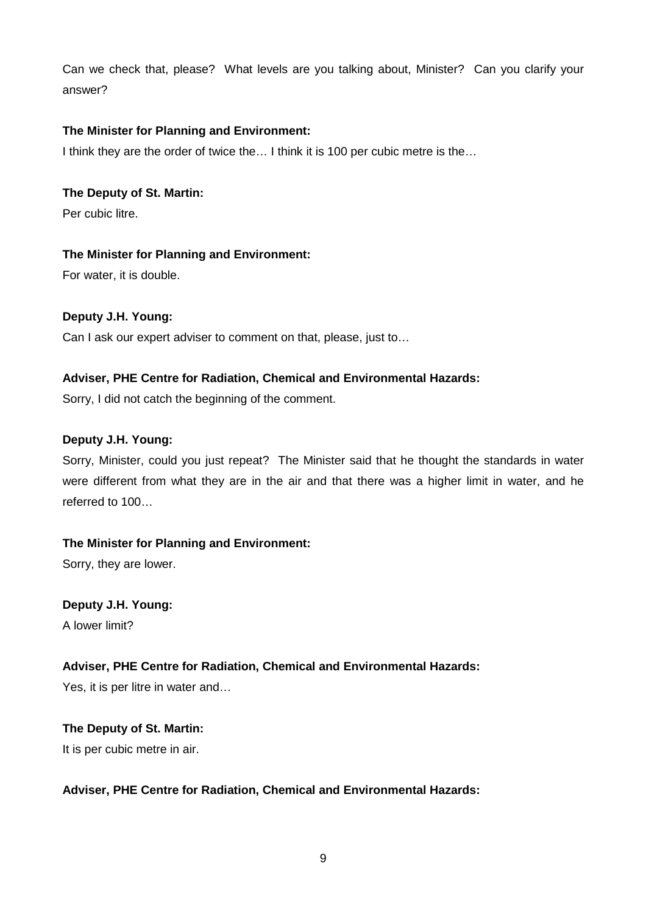Can we check that, please? What levels are you talking about, Minister? Can you clarify your answer?

**The Minister for Planning and Environment:**

I think they are the order of twice the… I think it is 100 per cubic metre is the…

**The Deputy of St. Martin:**

Per cubic litre.

**The Minister for Planning and Environment:**

For water, it is double.

**Deputy J.H. Young:**

Can I ask our expert adviser to comment on that, please, just to…

**Adviser, PHE Centre for Radiation, Chemical and Environmental Hazards:**

Sorry, I did not catch the beginning of the comment.

**Deputy J.H. Young:**

Sorry, Minister, could you just repeat? The Minister said that he thought the standards in water were different from what they are in the air and that there was a higher limit in water, and he referred to 100…

**The Minister for Planning and Environment:**

Sorry, they are lower.

**Deputy J.H. Young:**

A lower limit?

**Adviser, PHE Centre for Radiation, Chemical and Environmental Hazards:**

Yes, it is per litre in water and…

**The Deputy of St. Martin:**

It is per cubic metre in air.

**Adviser, PHE Centre for Radiation, Chemical and Environmental Hazards:**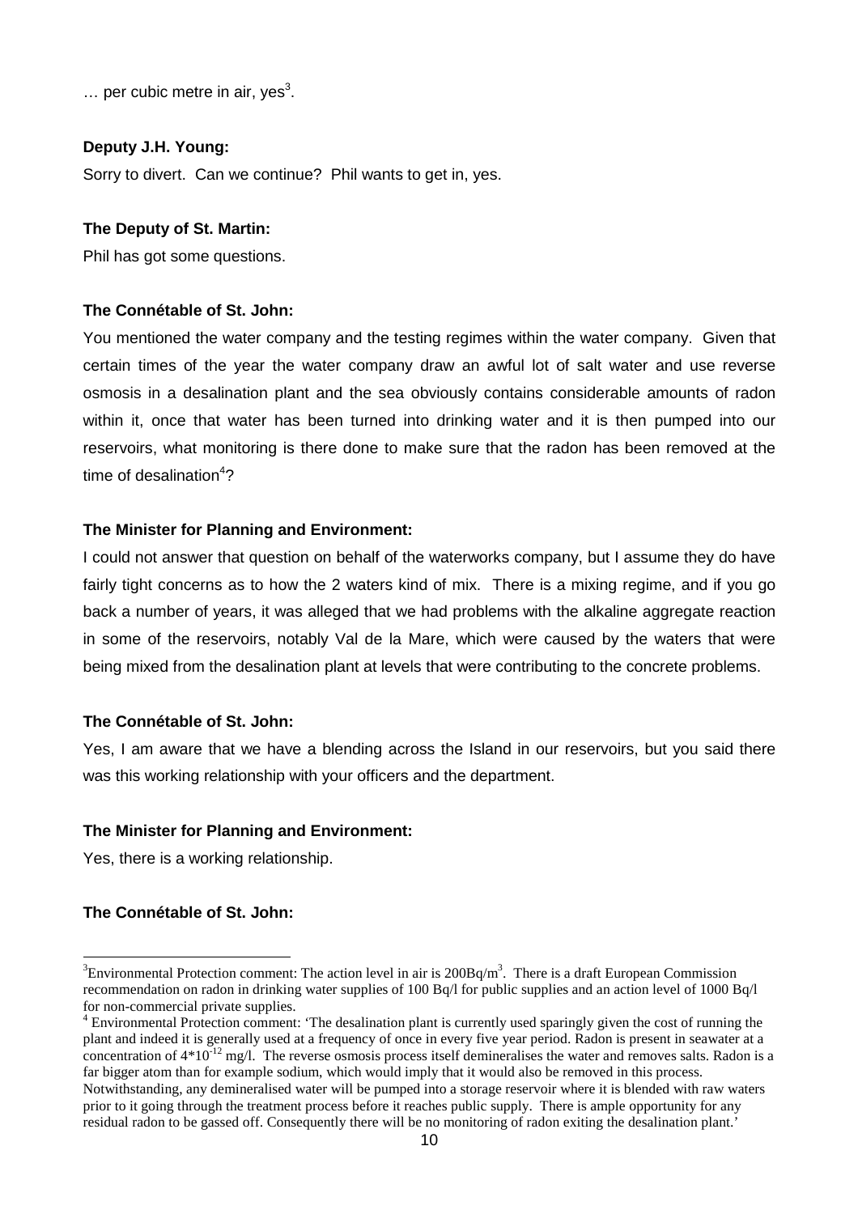… per cubic metre in air, yes[3].

**Deputy J.H. Young:**

Sorry to divert. Can we continue? Phil wants to get in, yes.

**The Deputy of St. Martin:**

Phil has got some questions.

**The Connétable of St. John:**

You mentioned the water company and the testing regimes within the water company. Given that certain times of the year the water company draw an awful lot of salt water and use reverse osmosis in a desalination plant and the sea obviously contains considerable amounts of radon within it, once that water has been turned into drinking water and it is then pumped into our reservoirs, what monitoring is there done to make sure that the radon has been removed at the time of desalination[4]?

**The Minister for Planning and Environment:**

I could not answer that question on behalf of the waterworks company, but I assume they do have fairly tight concerns as to how the 2 waters kind of mix. There is a mixing regime, and if you go back a number of years, it was alleged that we had problems with the alkaline aggregate reaction in some of the reservoirs, notably Val de la Mare, which were caused by the waters that were being mixed from the desalination plant at levels that were contributing to the concrete problems.

**The Connétable of St. John:**

Yes, I am aware that we have a blending across the Island in our reservoirs, but you said there was this working relationship with your officers and the department.

**The Minister for Planning and Environment:**

Yes, there is a working relationship.

**The Connétable of St. John:**

---

[3] Environmental Protection comment: The action level in air is $200 Bq/m^3$. There is a draft European Commission recommendation on radon in drinking water supplies of 100 Bq/l for public supplies and an action level of 1000 Bq/l for non-commercial private supplies.

[4] Environmental Protection comment: 'The desalination plant is currently used sparingly given the cost of running the plant and indeed it is generally used at a frequency of once in every five year period. Radon is present in seawater at a concentration of $4*10^{-12}$ mg/l. The reverse osmosis process itself demineralises the water and removes salts. Radon is a far bigger atom than for example sodium, which would imply that it would also be removed in this process. Notwithstanding, any demineralised water will be pumped into a storage reservoir where it is blended with raw waters prior to it going through the treatment process before it reaches public supply. There is ample opportunity for any residual radon to be gassed off. Consequently there will be no monitoring of radon exiting the desalination plant.'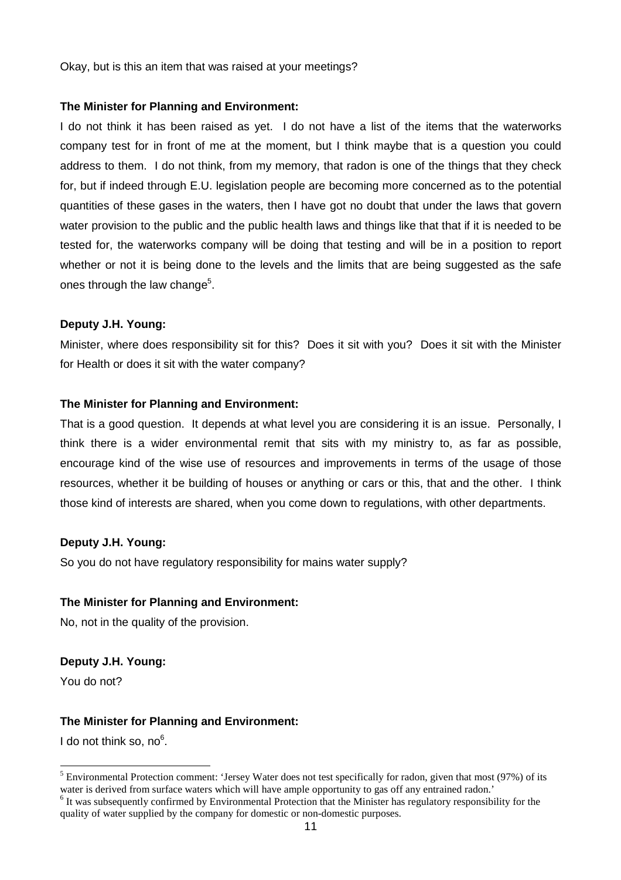Okay, but is this an item that was raised at your meetings?

**The Minister for Planning and Environment:**

I do not think it has been raised as yet. I do not have a list of the items that the waterworks company test for in front of me at the moment, but I think maybe that is a question you could address to them. I do not think, from my memory, that radon is one of the things that they check for, but if indeed through E.U. legislation people are becoming more concerned as to the potential quantities of these gases in the waters, then I have got no doubt that under the laws that govern water provision to the public and the public health laws and things like that that if it is needed to be tested for, the waterworks company will be doing that testing and will be in a position to report whether or not it is being done to the levels and the limits that are being suggested as the safe ones through the law change[5].

**Deputy J.H. Young:**

Minister, where does responsibility sit for this? Does it sit with you? Does it sit with the Minister for Health or does it sit with the water company?

**The Minister for Planning and Environment:**

That is a good question. It depends at what level you are considering it is an issue. Personally, I think there is a wider environmental remit that sits with my ministry to, as far as possible, encourage kind of the wise use of resources and improvements in terms of the usage of those resources, whether it be building of houses or anything or cars or this, that and the other. I think those kind of interests are shared, when you come down to regulations, with other departments.

**Deputy J.H. Young:**

So you do not have regulatory responsibility for mains water supply?

**The Minister for Planning and Environment:**

No, not in the quality of the provision.

**Deputy J.H. Young:**

You do not?

**The Minister for Planning and Environment:**

I do not think so, no[6].

---

[5] Environmental Protection comment: 'Jersey Water does not test specifically for radon, given that most (97%) of its water is derived from surface waters which will have ample opportunity to gas off any entrained radon.'

[6] It was subsequently confirmed by Environmental Protection that the Minister has regulatory responsibility for the quality of water supplied by the company for domestic or non-domestic purposes.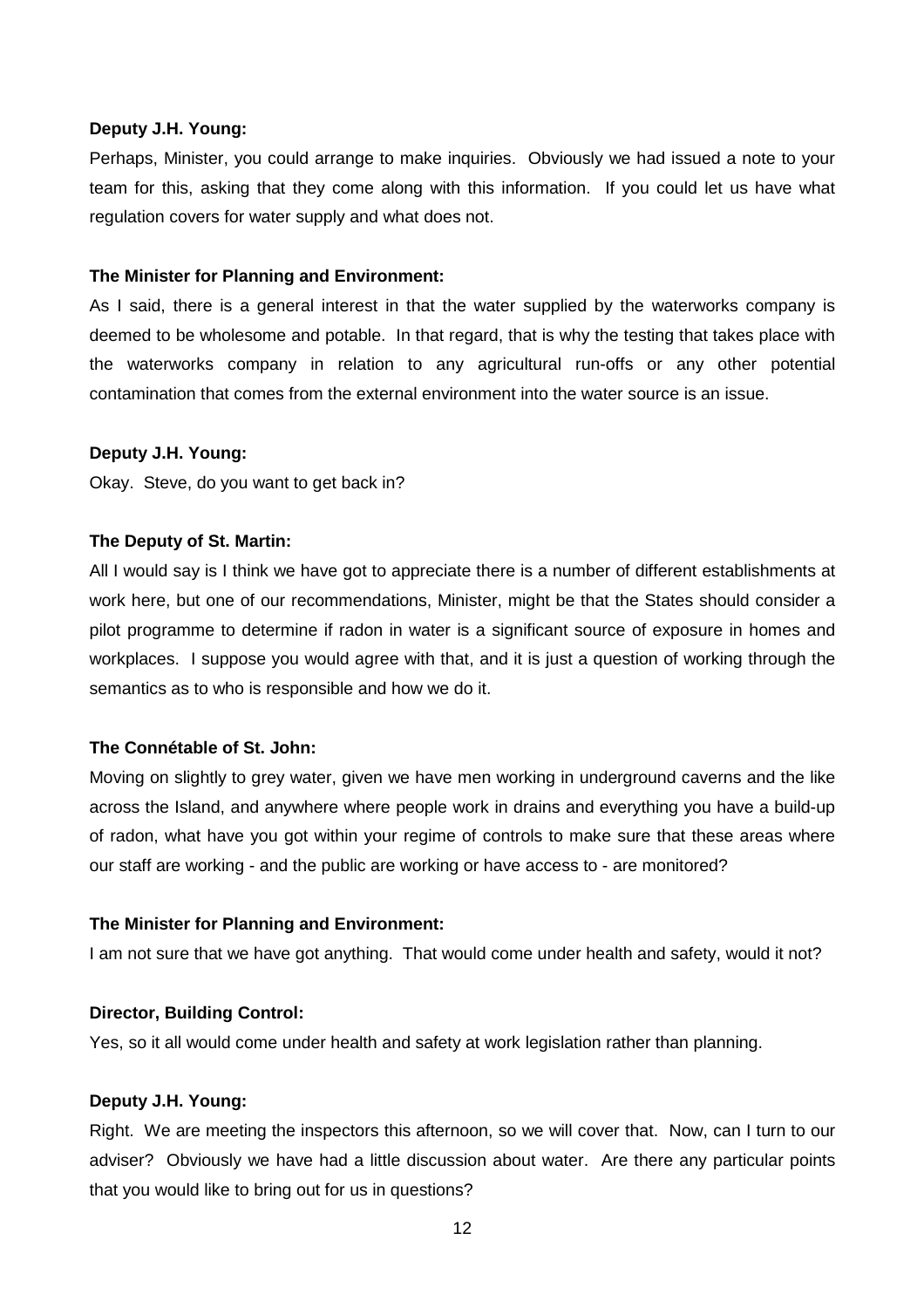**Deputy J.H. Young:**

Perhaps, Minister, you could arrange to make inquiries. Obviously we had issued a note to your team for this, asking that they come along with this information. If you could let us have what regulation covers for water supply and what does not.

**The Minister for Planning and Environment:**

As I said, there is a general interest in that the water supplied by the waterworks company is deemed to be wholesome and potable. In that regard, that is why the testing that takes place with the waterworks company in relation to any agricultural run-offs or any other potential contamination that comes from the external environment into the water source is an issue.

**Deputy J.H. Young:**

Okay. Steve, do you want to get back in?

**The Deputy of St. Martin:**

All I would say is I think we have got to appreciate there is a number of different establishments at work here, but one of our recommendations, Minister, might be that the States should consider a pilot programme to determine if radon in water is a significant source of exposure in homes and workplaces. I suppose you would agree with that, and it is just a question of working through the semantics as to who is responsible and how we do it.

**The Connétable of St. John:**

Moving on slightly to grey water, given we have men working in underground caverns and the like across the Island, and anywhere where people work in drains and everything you have a build-up of radon, what have you got within your regime of controls to make sure that these areas where our staff are working - and the public are working or have access to - are monitored?

**The Minister for Planning and Environment:**

I am not sure that we have got anything. That would come under health and safety, would it not?

**Director, Building Control:**

Yes, so it all would come under health and safety at work legislation rather than planning.

**Deputy J.H. Young:**

Right. We are meeting the inspectors this afternoon, so we will cover that. Now, can I turn to our adviser? Obviously we have had a little discussion about water. Are there any particular points that you would like to bring out for us in questions?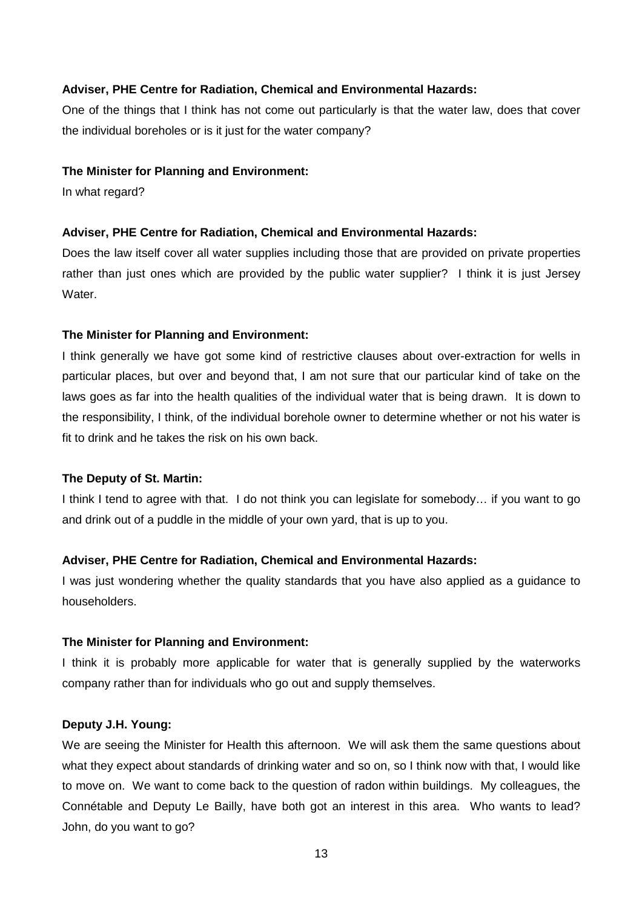**Adviser, PHE Centre for Radiation, Chemical and Environmental Hazards:**

One of the things that I think has not come out particularly is that the water law, does that cover the individual boreholes or is it just for the water company?

**The Minister for Planning and Environment:**

In what regard?

**Adviser, PHE Centre for Radiation, Chemical and Environmental Hazards:**

Does the law itself cover all water supplies including those that are provided on private properties rather than just ones which are provided by the public water supplier? I think it is just Jersey Water.

**The Minister for Planning and Environment:**

I think generally we have got some kind of restrictive clauses about over-extraction for wells in particular places, but over and beyond that, I am not sure that our particular kind of take on the laws goes as far into the health qualities of the individual water that is being drawn. It is down to the responsibility, I think, of the individual borehole owner to determine whether or not his water is fit to drink and he takes the risk on his own back.

**The Deputy of St. Martin:**

I think I tend to agree with that. I do not think you can legislate for somebody… if you want to go and drink out of a puddle in the middle of your own yard, that is up to you.

**Adviser, PHE Centre for Radiation, Chemical and Environmental Hazards:**

I was just wondering whether the quality standards that you have also applied as a guidance to householders.

**The Minister for Planning and Environment:**

I think it is probably more applicable for water that is generally supplied by the waterworks company rather than for individuals who go out and supply themselves.

**Deputy J.H. Young:**

We are seeing the Minister for Health this afternoon. We will ask them the same questions about what they expect about standards of drinking water and so on, so I think now with that, I would like to move on. We want to come back to the question of radon within buildings. My colleagues, the Connétable and Deputy Le Bailly, have both got an interest in this area. Who wants to lead? John, do you want to go?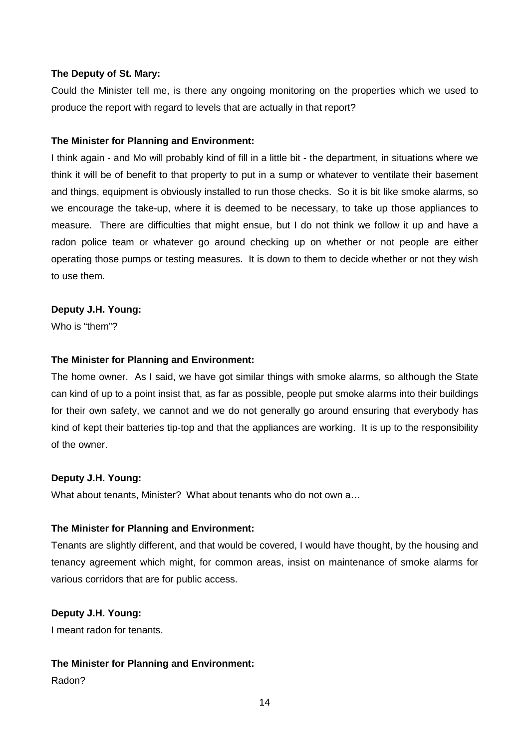**The Deputy of St. Mary:**

Could the Minister tell me, is there any ongoing monitoring on the properties which we used to produce the report with regard to levels that are actually in that report?

**The Minister for Planning and Environment:**

I think again - and Mo will probably kind of fill in a little bit - the department, in situations where we think it will be of benefit to that property to put in a sump or whatever to ventilate their basement and things, equipment is obviously installed to run those checks. So it is bit like smoke alarms, so we encourage the take-up, where it is deemed to be necessary, to take up those appliances to measure. There are difficulties that might ensue, but I do not think we follow it up and have a radon police team or whatever go around checking up on whether or not people are either operating those pumps or testing measures. It is down to them to decide whether or not they wish to use them.

**Deputy J.H. Young:**

Who is "them"?

**The Minister for Planning and Environment:**

The home owner. As I said, we have got similar things with smoke alarms, so although the State can kind of up to a point insist that, as far as possible, people put smoke alarms into their buildings for their own safety, we cannot and we do not generally go around ensuring that everybody has kind of kept their batteries tip-top and that the appliances are working. It is up to the responsibility of the owner.

**Deputy J.H. Young:**

What about tenants, Minister? What about tenants who do not own a…

**The Minister for Planning and Environment:**

Tenants are slightly different, and that would be covered, I would have thought, by the housing and tenancy agreement which might, for common areas, insist on maintenance of smoke alarms for various corridors that are for public access.

**Deputy J.H. Young:**

I meant radon for tenants.

**The Minister for Planning and Environment:**

Radon?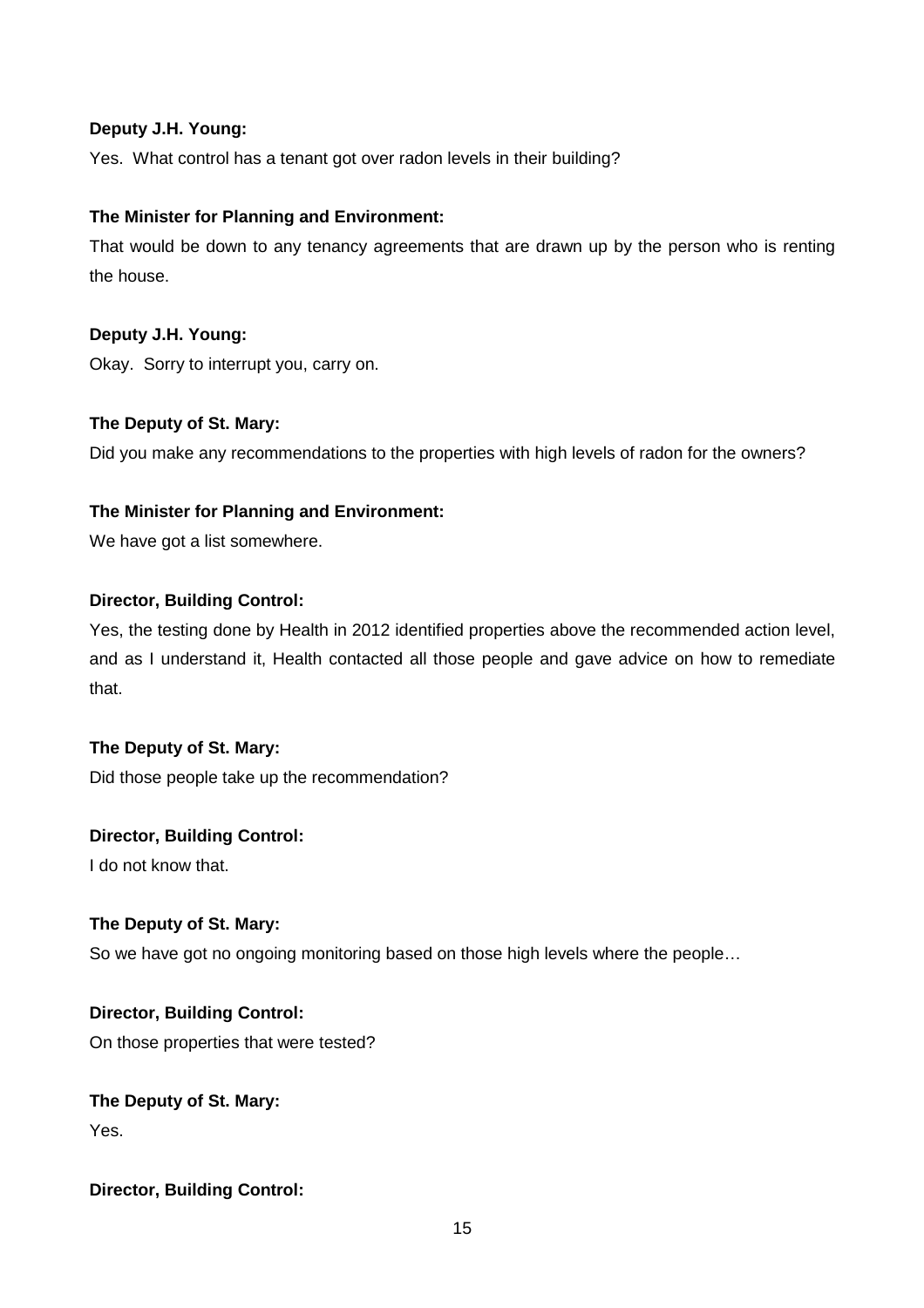**Deputy J.H. Young:**

Yes. What control has a tenant got over radon levels in their building?

**The Minister for Planning and Environment:**

That would be down to any tenancy agreements that are drawn up by the person who is renting the house.

**Deputy J.H. Young:**

Okay. Sorry to interrupt you, carry on.

**The Deputy of St. Mary:**

Did you make any recommendations to the properties with high levels of radon for the owners?

**The Minister for Planning and Environment:**

We have got a list somewhere.

**Director, Building Control:**

Yes, the testing done by Health in 2012 identified properties above the recommended action level, and as I understand it, Health contacted all those people and gave advice on how to remediate that.

**The Deputy of St. Mary:**

Did those people take up the recommendation?

**Director, Building Control:**

I do not know that.

**The Deputy of St. Mary:**

So we have got no ongoing monitoring based on those high levels where the people…

**Director, Building Control:**

On those properties that were tested?

**The Deputy of St. Mary:**

Yes.

**Director, Building Control:**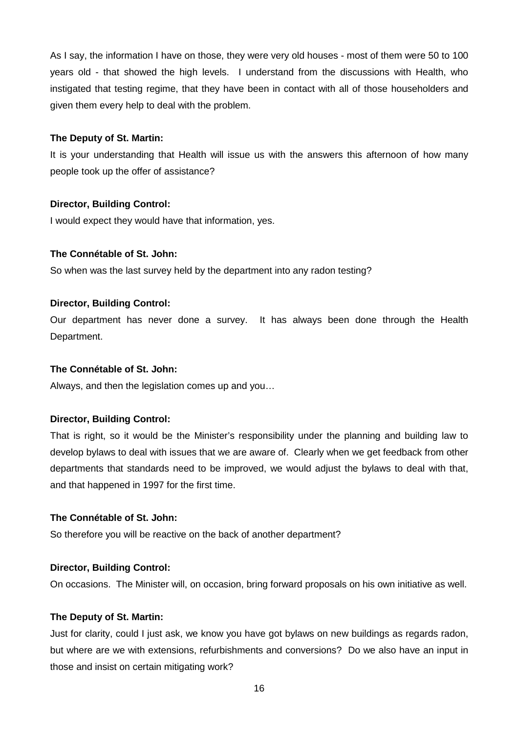As I say, the information I have on those, they were very old houses - most of them were 50 to 100 years old - that showed the high levels. I understand from the discussions with Health, who instigated that testing regime, that they have been in contact with all of those householders and given them every help to deal with the problem.

**The Deputy of St. Martin:**

It is your understanding that Health will issue us with the answers this afternoon of how many people took up the offer of assistance?

**Director, Building Control:**

I would expect they would have that information, yes.

**The Connétable of St. John:**

So when was the last survey held by the department into any radon testing?

**Director, Building Control:**

Our department has never done a survey. It has always been done through the Health Department.

**The Connétable of St. John:**

Always, and then the legislation comes up and you…

**Director, Building Control:**

That is right, so it would be the Minister's responsibility under the planning and building law to develop bylaws to deal with issues that we are aware of. Clearly when we get feedback from other departments that standards need to be improved, we would adjust the bylaws to deal with that, and that happened in 1997 for the first time.

**The Connétable of St. John:**

So therefore you will be reactive on the back of another department?

**Director, Building Control:**

On occasions. The Minister will, on occasion, bring forward proposals on his own initiative as well.

**The Deputy of St. Martin:**

Just for clarity, could I just ask, we know you have got bylaws on new buildings as regards radon, but where are we with extensions, refurbishments and conversions? Do we also have an input in those and insist on certain mitigating work?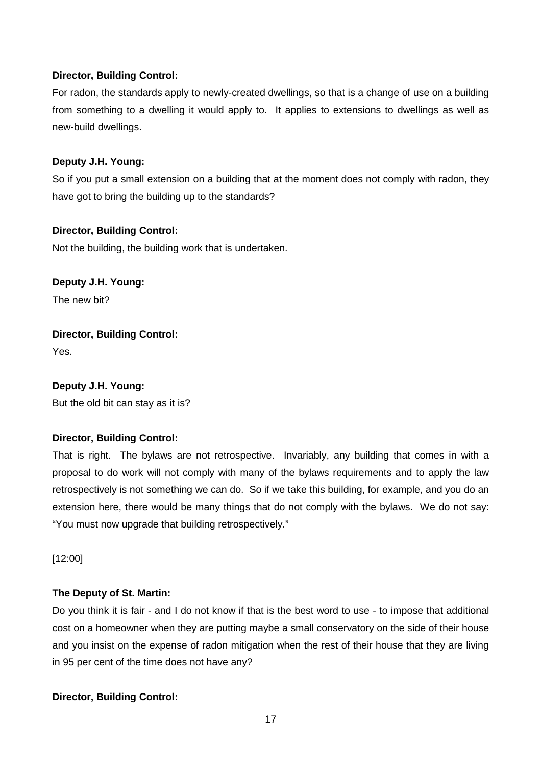**Director, Building Control:**

For radon, the standards apply to newly-created dwellings, so that is a change of use on a building from something to a dwelling it would apply to. It applies to extensions to dwellings as well as new-build dwellings.

**Deputy J.H. Young:**

So if you put a small extension on a building that at the moment does not comply with radon, they have got to bring the building up to the standards?

**Director, Building Control:**

Not the building, the building work that is undertaken.

**Deputy J.H. Young:**

The new bit?

**Director, Building Control:**

Yes.

**Deputy J.H. Young:**

But the old bit can stay as it is?

**Director, Building Control:**

That is right. The bylaws are not retrospective. Invariably, any building that comes in with a proposal to do work will not comply with many of the bylaws requirements and to apply the law retrospectively is not something we can do. So if we take this building, for example, and you do an extension here, there would be many things that do not comply with the bylaws. We do not say: "You must now upgrade that building retrospectively."

[12:00]

**The Deputy of St. Martin:**

Do you think it is fair - and I do not know if that is the best word to use - to impose that additional cost on a homeowner when they are putting maybe a small conservatory on the side of their house and you insist on the expense of radon mitigation when the rest of their house that they are living in 95 per cent of the time does not have any?

**Director, Building Control:**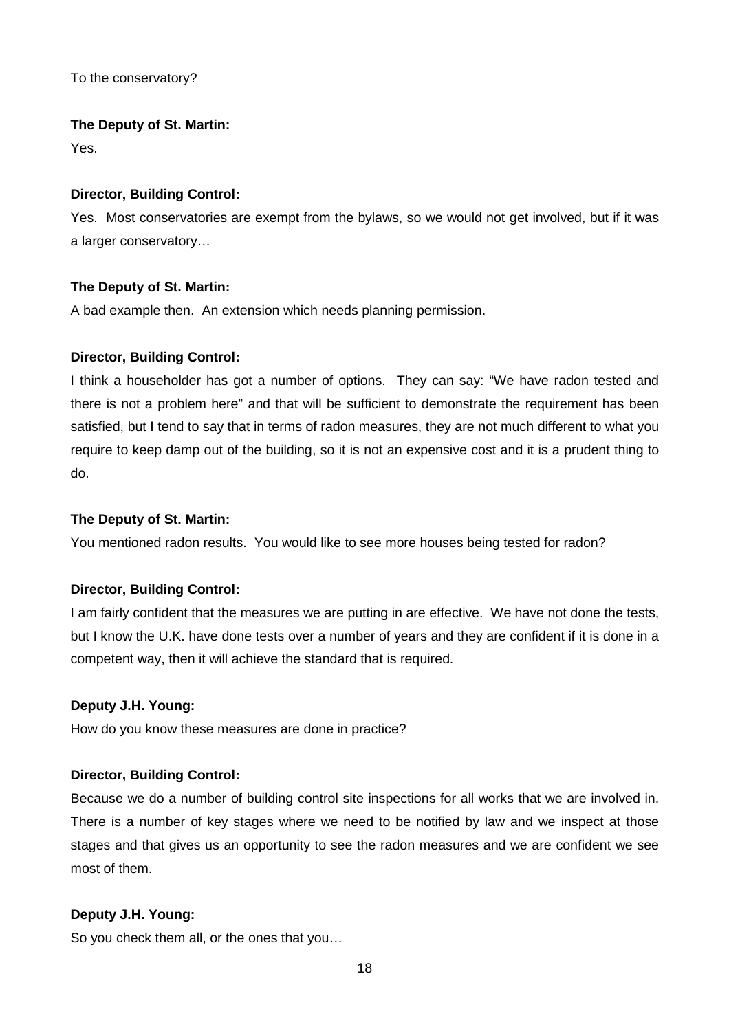To the conservatory?

**The Deputy of St. Martin:**

Yes.

**Director, Building Control:**

Yes. Most conservatories are exempt from the bylaws, so we would not get involved, but if it was a larger conservatory…

**The Deputy of St. Martin:**

A bad example then. An extension which needs planning permission.

**Director, Building Control:**

I think a householder has got a number of options. They can say: "We have radon tested and there is not a problem here" and that will be sufficient to demonstrate the requirement has been satisfied, but I tend to say that in terms of radon measures, they are not much different to what you require to keep damp out of the building, so it is not an expensive cost and it is a prudent thing to do.

**The Deputy of St. Martin:**

You mentioned radon results. You would like to see more houses being tested for radon?

**Director, Building Control:**

I am fairly confident that the measures we are putting in are effective. We have not done the tests, but I know the U.K. have done tests over a number of years and they are confident if it is done in a competent way, then it will achieve the standard that is required.

**Deputy J.H. Young:**

How do you know these measures are done in practice?

**Director, Building Control:**

Because we do a number of building control site inspections for all works that we are involved in. There is a number of key stages where we need to be notified by law and we inspect at those stages and that gives us an opportunity to see the radon measures and we are confident we see most of them.

**Deputy J.H. Young:**

So you check them all, or the ones that you…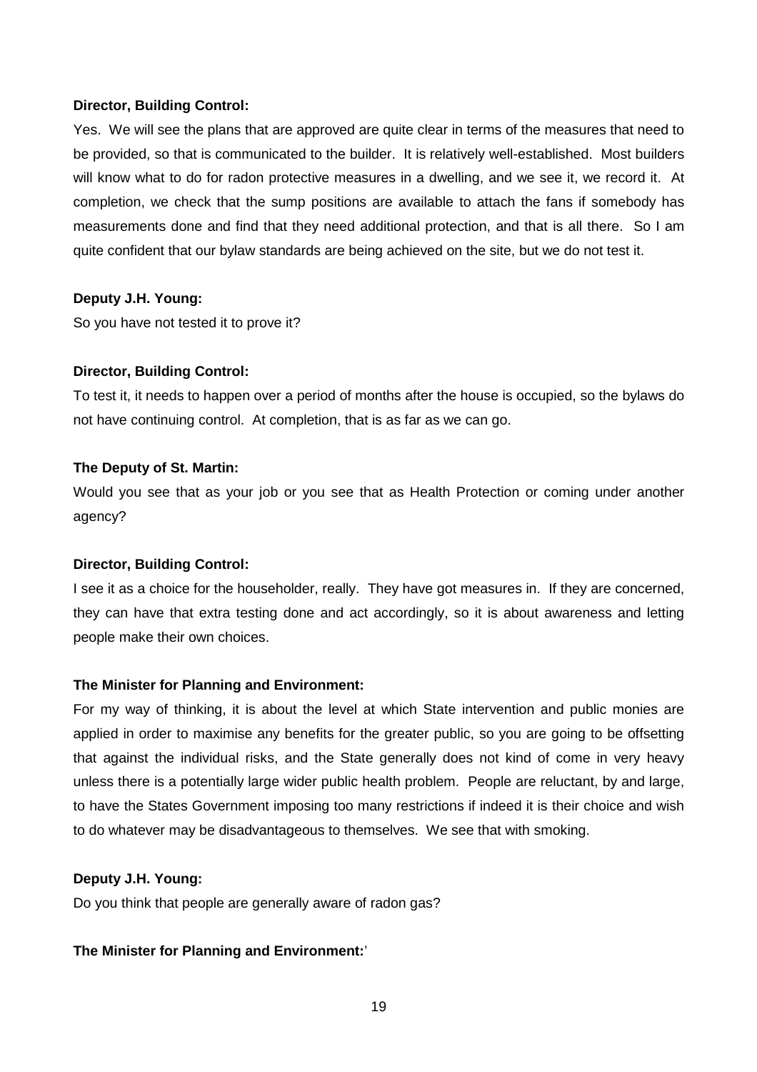**Director, Building Control:**

Yes. We will see the plans that are approved are quite clear in terms of the measures that need to be provided, so that is communicated to the builder. It is relatively well-established. Most builders will know what to do for radon protective measures in a dwelling, and we see it, we record it. At completion, we check that the sump positions are available to attach the fans if somebody has measurements done and find that they need additional protection, and that is all there. So I am quite confident that our bylaw standards are being achieved on the site, but we do not test it.

**Deputy J.H. Young:**

So you have not tested it to prove it?

**Director, Building Control:**

To test it, it needs to happen over a period of months after the house is occupied, so the bylaws do not have continuing control. At completion, that is as far as we can go.

**The Deputy of St. Martin:**

Would you see that as your job or you see that as Health Protection or coming under another agency?

**Director, Building Control:**

I see it as a choice for the householder, really. They have got measures in. If they are concerned, they can have that extra testing done and act accordingly, so it is about awareness and letting people make their own choices.

**The Minister for Planning and Environment:**

For my way of thinking, it is about the level at which State intervention and public monies are applied in order to maximise any benefits for the greater public, so you are going to be offsetting that against the individual risks, and the State generally does not kind of come in very heavy unless there is a potentially large wider public health problem. People are reluctant, by and large, to have the States Government imposing too many restrictions if indeed it is their choice and wish to do whatever may be disadvantageous to themselves. We see that with smoking.

**Deputy J.H. Young:**

Do you think that people are generally aware of radon gas?

**The Minister for Planning and Environment:**'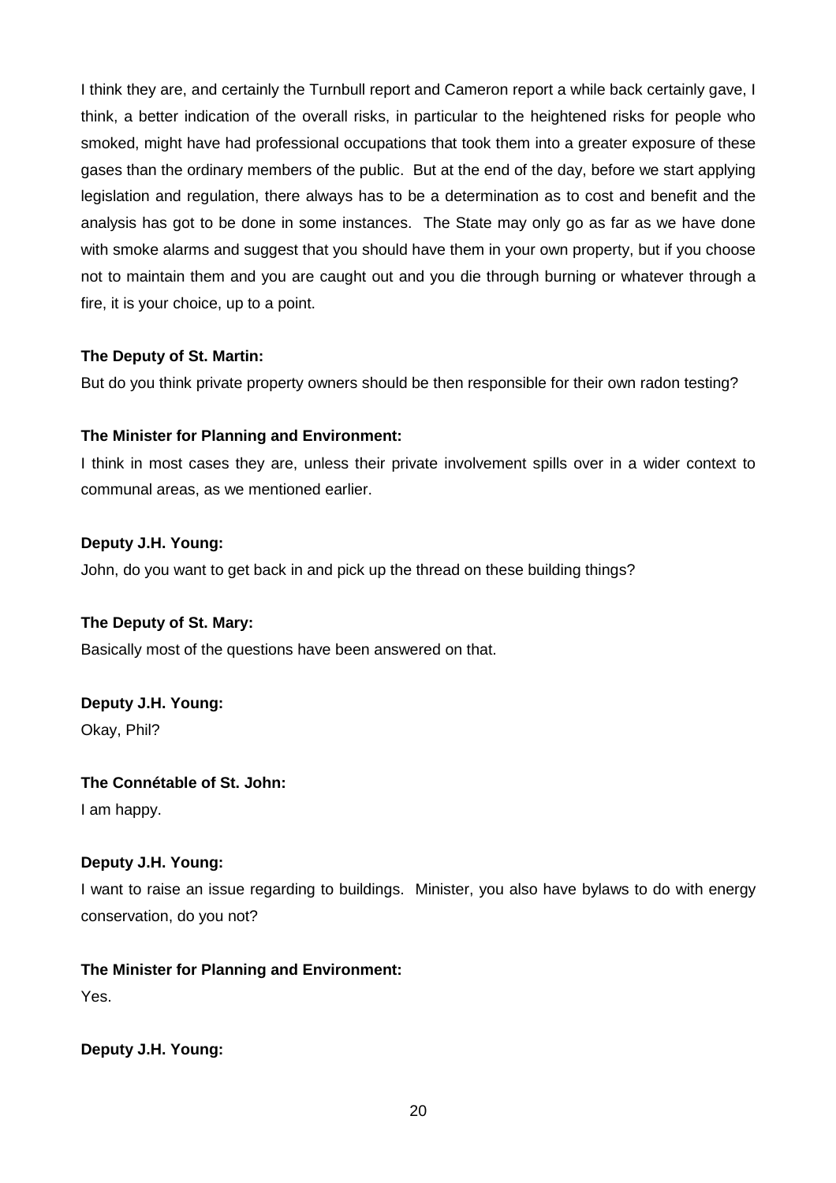I think they are, and certainly the Turnbull report and Cameron report a while back certainly gave, I think, a better indication of the overall risks, in particular to the heightened risks for people who smoked, might have had professional occupations that took them into a greater exposure of these gases than the ordinary members of the public. But at the end of the day, before we start applying legislation and regulation, there always has to be a determination as to cost and benefit and the analysis has got to be done in some instances. The State may only go as far as we have done with smoke alarms and suggest that you should have them in your own property, but if you choose not to maintain them and you are caught out and you die through burning or whatever through a fire, it is your choice, up to a point.

**The Deputy of St. Martin:**

But do you think private property owners should be then responsible for their own radon testing?

**The Minister for Planning and Environment:**

I think in most cases they are, unless their private involvement spills over in a wider context to communal areas, as we mentioned earlier.

**Deputy J.H. Young:**

John, do you want to get back in and pick up the thread on these building things?

**The Deputy of St. Mary:**

Basically most of the questions have been answered on that.

**Deputy J.H. Young:**

Okay, Phil?

**The Connétable of St. John:**

I am happy.

**Deputy J.H. Young:**

I want to raise an issue regarding to buildings. Minister, you also have bylaws to do with energy conservation, do you not?

**The Minister for Planning and Environment:**

Yes.

**Deputy J.H. Young:**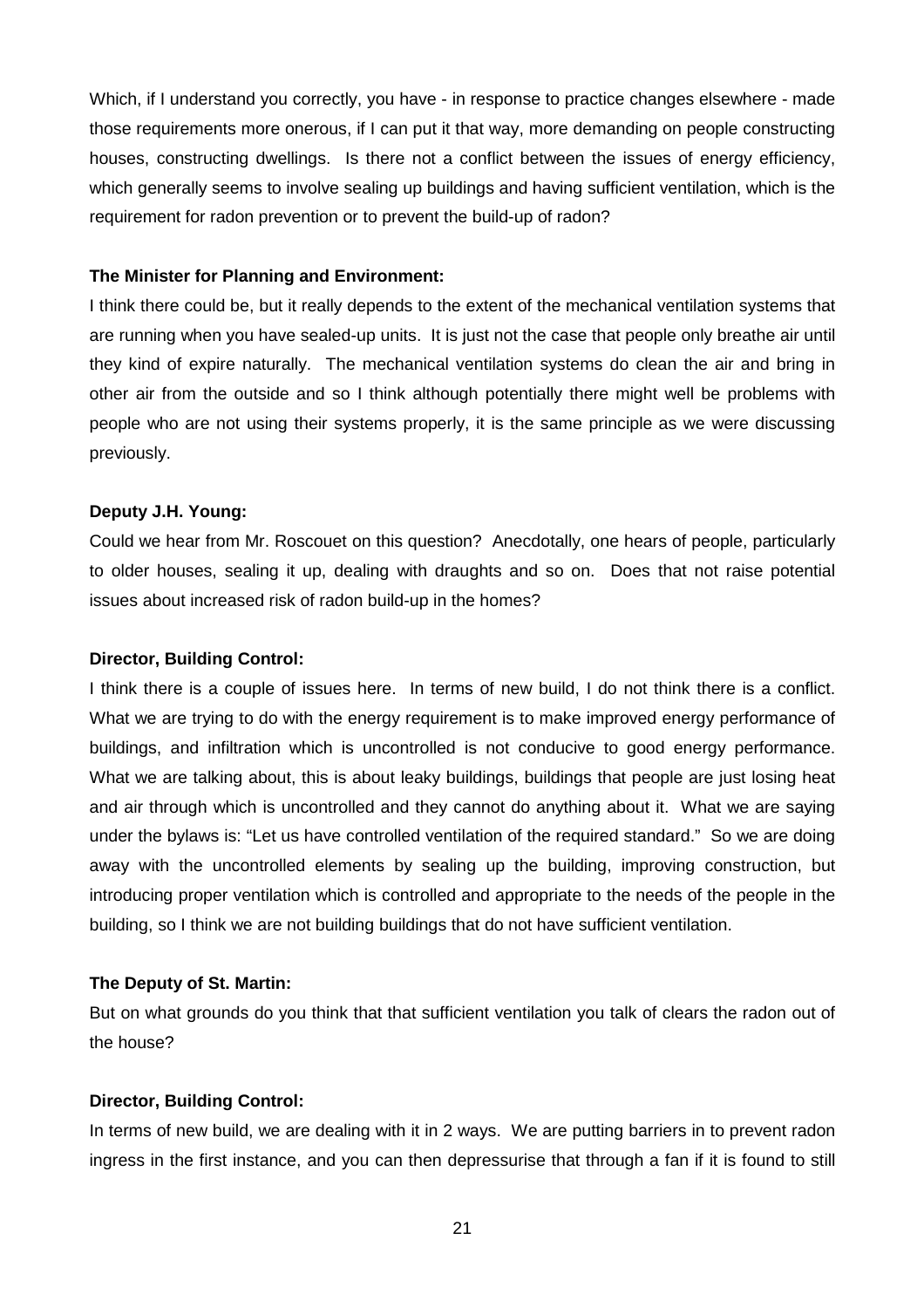Which, if I understand you correctly, you have - in response to practice changes elsewhere - made those requirements more onerous, if I can put it that way, more demanding on people constructing houses, constructing dwellings. Is there not a conflict between the issues of energy efficiency, which generally seems to involve sealing up buildings and having sufficient ventilation, which is the requirement for radon prevention or to prevent the build-up of radon?

**The Minister for Planning and Environment:**

I think there could be, but it really depends to the extent of the mechanical ventilation systems that are running when you have sealed-up units. It is just not the case that people only breathe air until they kind of expire naturally. The mechanical ventilation systems do clean the air and bring in other air from the outside and so I think although potentially there might well be problems with people who are not using their systems properly, it is the same principle as we were discussing previously.

**Deputy J.H. Young:**

Could we hear from Mr. Roscouet on this question? Anecdotally, one hears of people, particularly to older houses, sealing it up, dealing with draughts and so on. Does that not raise potential issues about increased risk of radon build-up in the homes?

**Director, Building Control:**

I think there is a couple of issues here. In terms of new build, I do not think there is a conflict. What we are trying to do with the energy requirement is to make improved energy performance of buildings, and infiltration which is uncontrolled is not conducive to good energy performance. What we are talking about, this is about leaky buildings, buildings that people are just losing heat and air through which is uncontrolled and they cannot do anything about it. What we are saying under the bylaws is: "Let us have controlled ventilation of the required standard." So we are doing away with the uncontrolled elements by sealing up the building, improving construction, but introducing proper ventilation which is controlled and appropriate to the needs of the people in the building, so I think we are not building buildings that do not have sufficient ventilation.

**The Deputy of St. Martin:**

But on what grounds do you think that that sufficient ventilation you talk of clears the radon out of the house?

**Director, Building Control:**

In terms of new build, we are dealing with it in 2 ways. We are putting barriers in to prevent radon ingress in the first instance, and you can then depressurise that through a fan if it is found to still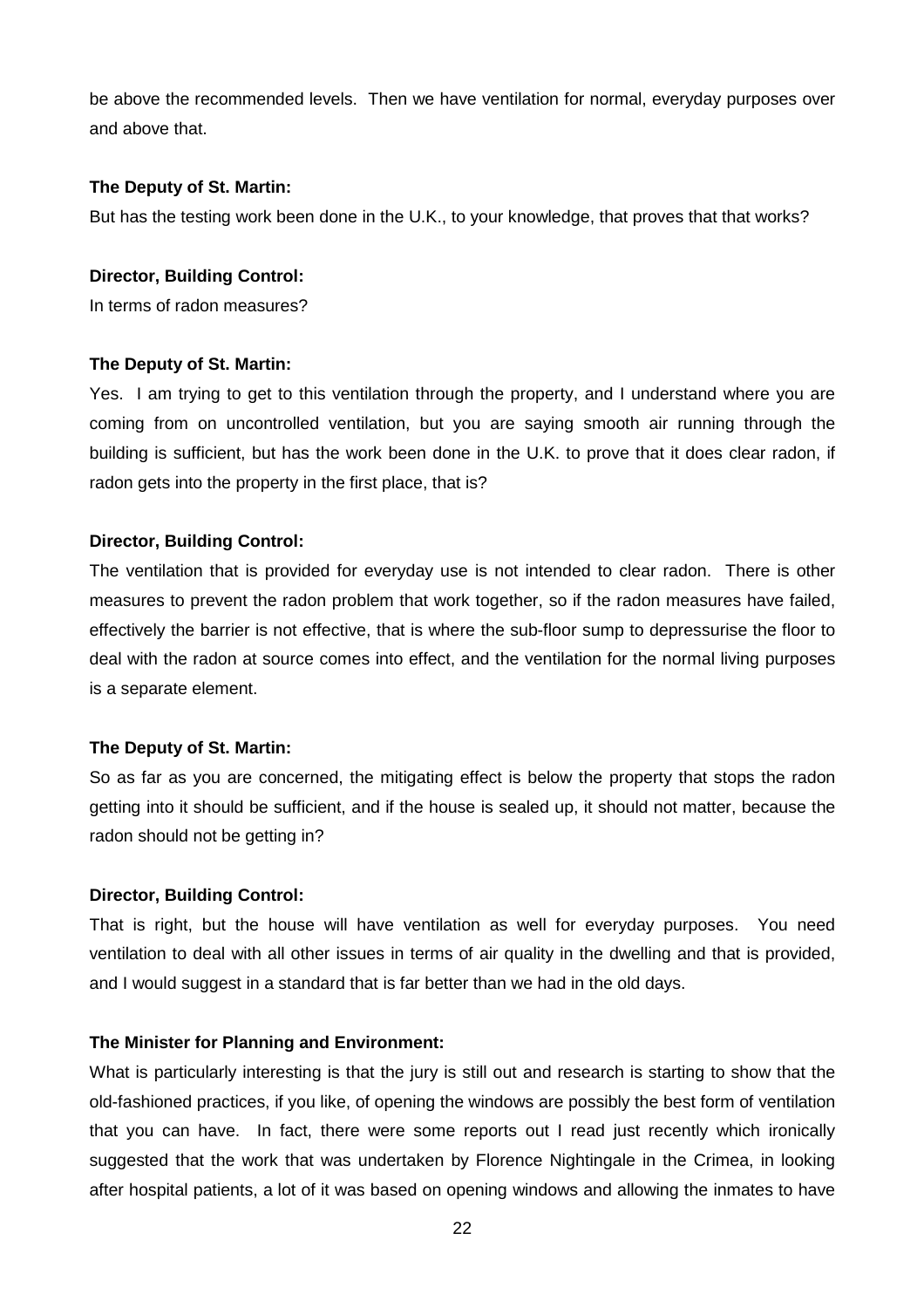be above the recommended levels. Then we have ventilation for normal, everyday purposes over and above that.

**The Deputy of St. Martin:**

But has the testing work been done in the U.K., to your knowledge, that proves that that works?

**Director, Building Control:**

In terms of radon measures?

**The Deputy of St. Martin:**

Yes. I am trying to get to this ventilation through the property, and I understand where you are coming from on uncontrolled ventilation, but you are saying smooth air running through the building is sufficient, but has the work been done in the U.K. to prove that it does clear radon, if radon gets into the property in the first place, that is?

**Director, Building Control:**

The ventilation that is provided for everyday use is not intended to clear radon. There is other measures to prevent the radon problem that work together, so if the radon measures have failed, effectively the barrier is not effective, that is where the sub-floor sump to depressurise the floor to deal with the radon at source comes into effect, and the ventilation for the normal living purposes is a separate element.

**The Deputy of St. Martin:**

So as far as you are concerned, the mitigating effect is below the property that stops the radon getting into it should be sufficient, and if the house is sealed up, it should not matter, because the radon should not be getting in?

**Director, Building Control:**

That is right, but the house will have ventilation as well for everyday purposes. You need ventilation to deal with all other issues in terms of air quality in the dwelling and that is provided, and I would suggest in a standard that is far better than we had in the old days.

**The Minister for Planning and Environment:**

What is particularly interesting is that the jury is still out and research is starting to show that the old-fashioned practices, if you like, of opening the windows are possibly the best form of ventilation that you can have. In fact, there were some reports out I read just recently which ironically suggested that the work that was undertaken by Florence Nightingale in the Crimea, in looking after hospital patients, a lot of it was based on opening windows and allowing the inmates to have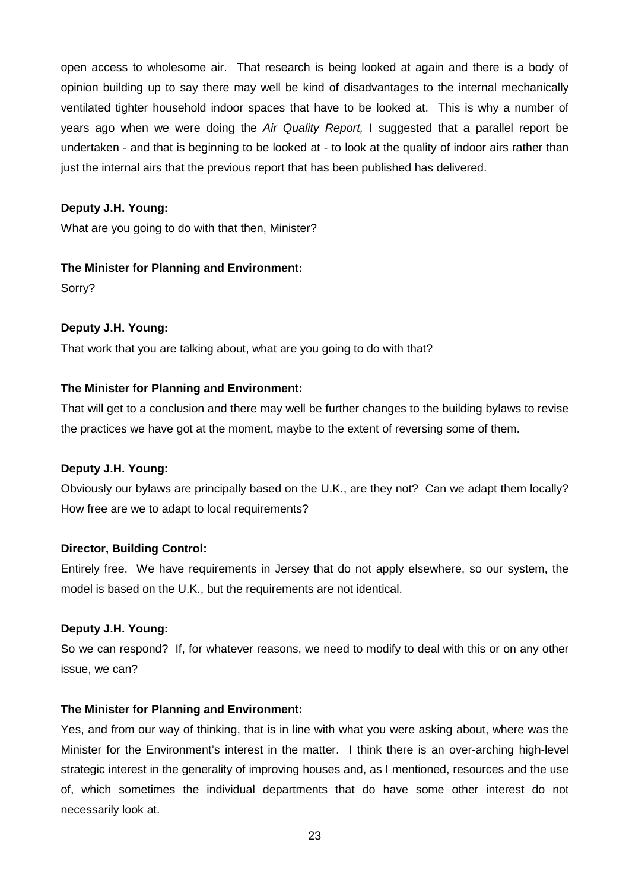open access to wholesome air. That research is being looked at again and there is a body of opinion building up to say there may well be kind of disadvantages to the internal mechanically ventilated tighter household indoor spaces that have to be looked at. This is why a number of years ago when we were doing the *Air Quality Report,* I suggested that a parallel report be undertaken - and that is beginning to be looked at - to look at the quality of indoor airs rather than just the internal airs that the previous report that has been published has delivered.

**Deputy J.H. Young:**

What are you going to do with that then, Minister?

**The Minister for Planning and Environment:**

Sorry?

**Deputy J.H. Young:**

That work that you are talking about, what are you going to do with that?

**The Minister for Planning and Environment:**

That will get to a conclusion and there may well be further changes to the building bylaws to revise the practices we have got at the moment, maybe to the extent of reversing some of them.

**Deputy J.H. Young:**

Obviously our bylaws are principally based on the U.K., are they not? Can we adapt them locally? How free are we to adapt to local requirements?

**Director, Building Control:**

Entirely free. We have requirements in Jersey that do not apply elsewhere, so our system, the model is based on the U.K., but the requirements are not identical.

**Deputy J.H. Young:**

So we can respond? If, for whatever reasons, we need to modify to deal with this or on any other issue, we can?

**The Minister for Planning and Environment:**

Yes, and from our way of thinking, that is in line with what you were asking about, where was the Minister for the Environment's interest in the matter. I think there is an over-arching high-level strategic interest in the generality of improving houses and, as I mentioned, resources and the use of, which sometimes the individual departments that do have some other interest do not necessarily look at.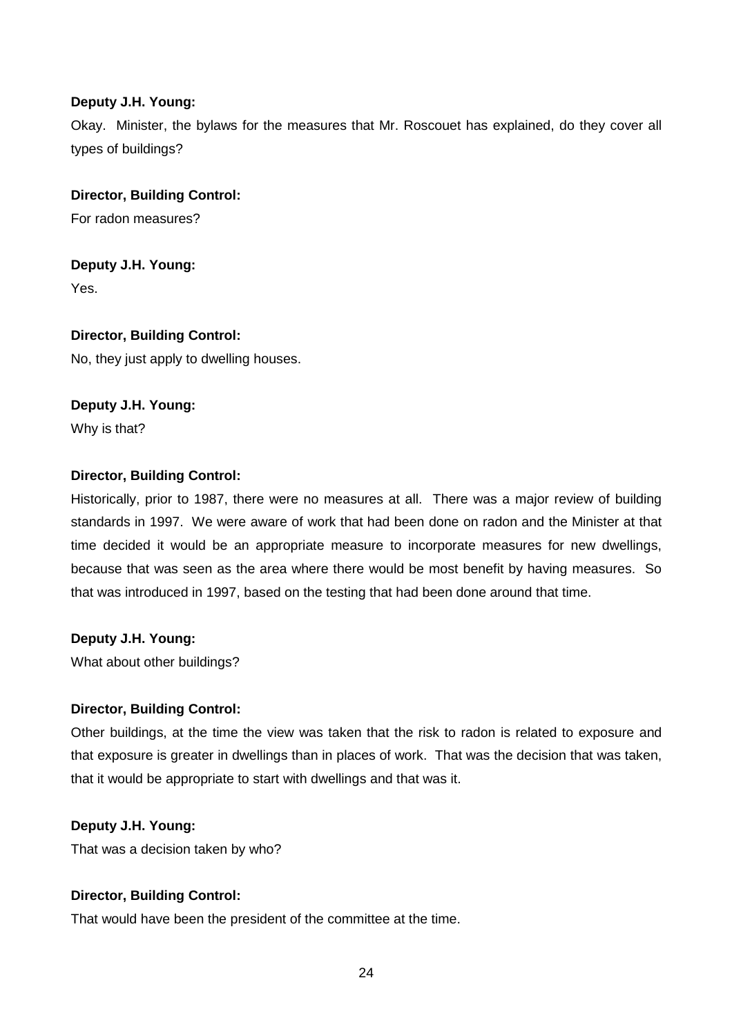**Deputy J.H. Young:**

Okay. Minister, the bylaws for the measures that Mr. Roscouet has explained, do they cover all types of buildings?

**Director, Building Control:**

For radon measures?

**Deputy J.H. Young:**

Yes.

**Director, Building Control:**

No, they just apply to dwelling houses.

**Deputy J.H. Young:**

Why is that?

**Director, Building Control:**

Historically, prior to 1987, there were no measures at all. There was a major review of building standards in 1997. We were aware of work that had been done on radon and the Minister at that time decided it would be an appropriate measure to incorporate measures for new dwellings, because that was seen as the area where there would be most benefit by having measures. So that was introduced in 1997, based on the testing that had been done around that time.

**Deputy J.H. Young:**

What about other buildings?

**Director, Building Control:**

Other buildings, at the time the view was taken that the risk to radon is related to exposure and that exposure is greater in dwellings than in places of work. That was the decision that was taken, that it would be appropriate to start with dwellings and that was it.

**Deputy J.H. Young:**

That was a decision taken by who?

**Director, Building Control:**

That would have been the president of the committee at the time.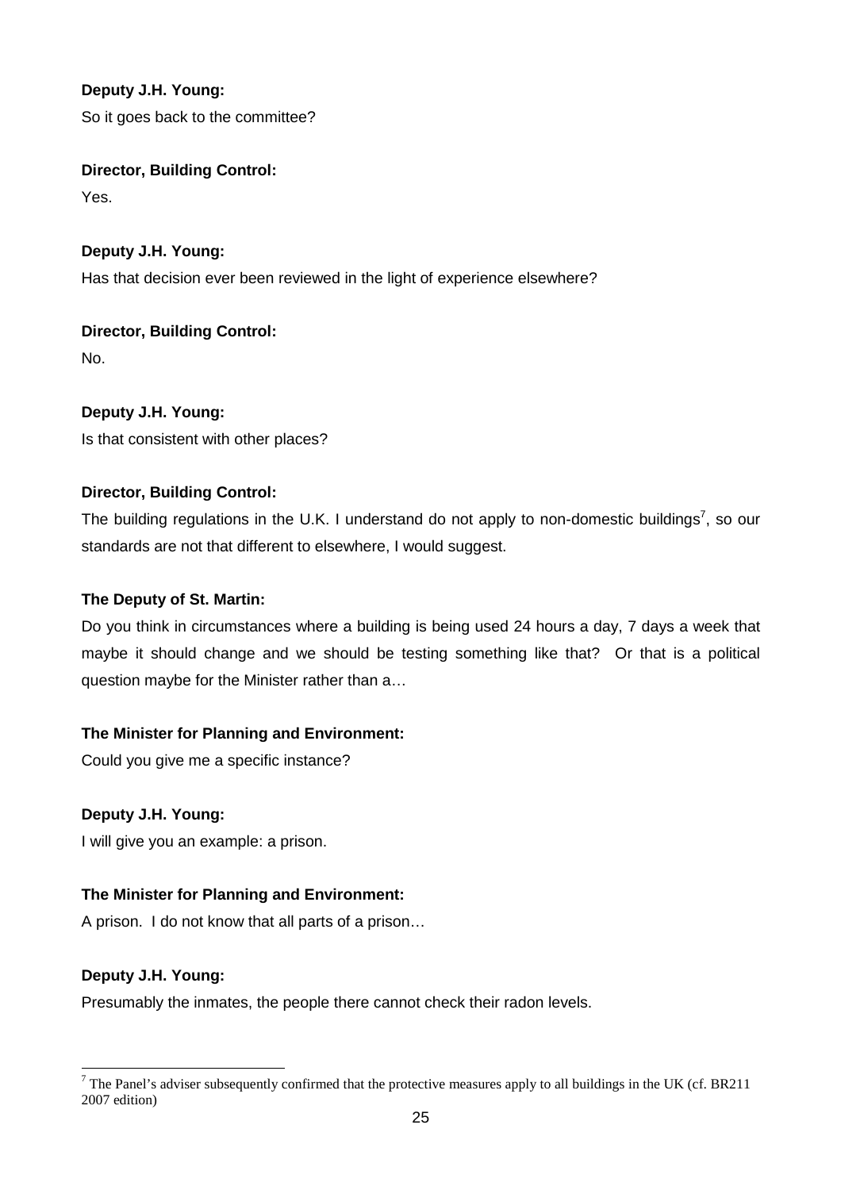**Deputy J.H. Young:**

So it goes back to the committee?

**Director, Building Control:**

Yes.

**Deputy J.H. Young:**

Has that decision ever been reviewed in the light of experience elsewhere?

**Director, Building Control:**

No.

**Deputy J.H. Young:**

Is that consistent with other places?

**Director, Building Control:**

The building regulations in the U.K. I understand do not apply to non-domestic buildings[7], so our standards are not that different to elsewhere, I would suggest.

**The Deputy of St. Martin:**

Do you think in circumstances where a building is being used 24 hours a day, 7 days a week that maybe it should change and we should be testing something like that? Or that is a political question maybe for the Minister rather than a…

**The Minister for Planning and Environment:**

Could you give me a specific instance?

**Deputy J.H. Young:**

I will give you an example: a prison.

**The Minister for Planning and Environment:**

A prison. I do not know that all parts of a prison…

**Deputy J.H. Young:**

Presumably the inmates, the people there cannot check their radon levels.

---

[7] The Panel's adviser subsequently confirmed that the protective measures apply to all buildings in the UK (cf. BR211 2007 edition)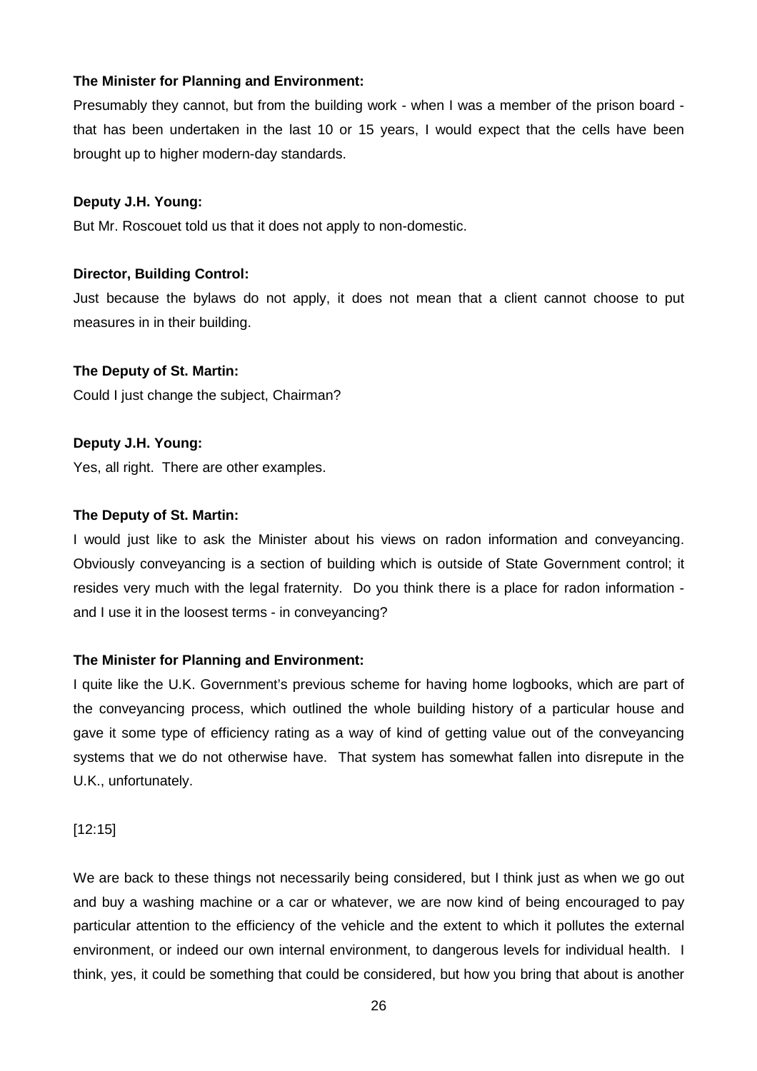**The Minister for Planning and Environment:**

Presumably they cannot, but from the building work - when I was a member of the prison board - that has been undertaken in the last 10 or 15 years, I would expect that the cells have been brought up to higher modern-day standards.

**Deputy J.H. Young:**

But Mr. Roscouet told us that it does not apply to non-domestic.

**Director, Building Control:**

Just because the bylaws do not apply, it does not mean that a client cannot choose to put measures in in their building.

**The Deputy of St. Martin:**

Could I just change the subject, Chairman?

**Deputy J.H. Young:**

Yes, all right. There are other examples.

**The Deputy of St. Martin:**

I would just like to ask the Minister about his views on radon information and conveyancing. Obviously conveyancing is a section of building which is outside of State Government control; it resides very much with the legal fraternity. Do you think there is a place for radon information - and I use it in the loosest terms - in conveyancing?

**The Minister for Planning and Environment:**

I quite like the U.K. Government's previous scheme for having home logbooks, which are part of the conveyancing process, which outlined the whole building history of a particular house and gave it some type of efficiency rating as a way of kind of getting value out of the conveyancing systems that we do not otherwise have. That system has somewhat fallen into disrepute in the U.K., unfortunately.

[12:15]

We are back to these things not necessarily being considered, but I think just as when we go out and buy a washing machine or a car or whatever, we are now kind of being encouraged to pay particular attention to the efficiency of the vehicle and the extent to which it pollutes the external environment, or indeed our own internal environment, to dangerous levels for individual health. I think, yes, it could be something that could be considered, but how you bring that about is another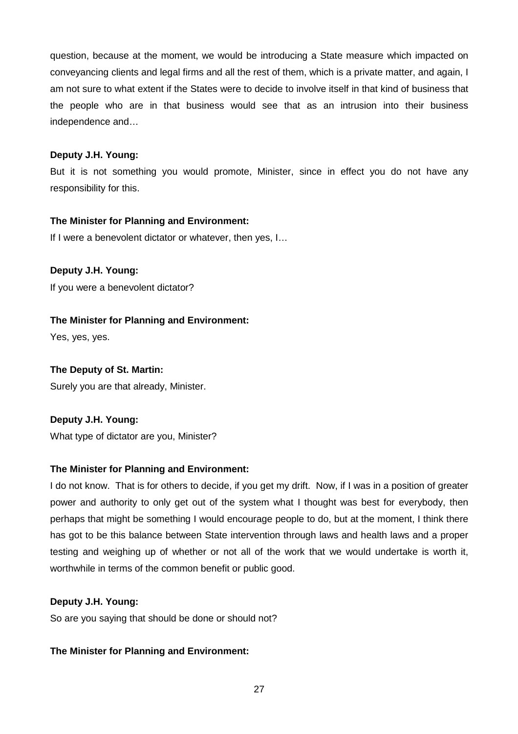question, because at the moment, we would be introducing a State measure which impacted on conveyancing clients and legal firms and all the rest of them, which is a private matter, and again, I am not sure to what extent if the States were to decide to involve itself in that kind of business that the people who are in that business would see that as an intrusion into their business independence and…

**Deputy J.H. Young:**

But it is not something you would promote, Minister, since in effect you do not have any responsibility for this.

**The Minister for Planning and Environment:**

If I were a benevolent dictator or whatever, then yes, I…

**Deputy J.H. Young:**

If you were a benevolent dictator?

**The Minister for Planning and Environment:**

Yes, yes, yes.

**The Deputy of St. Martin:**

Surely you are that already, Minister.

**Deputy J.H. Young:**

What type of dictator are you, Minister?

**The Minister for Planning and Environment:**

I do not know. That is for others to decide, if you get my drift. Now, if I was in a position of greater power and authority to only get out of the system what I thought was best for everybody, then perhaps that might be something I would encourage people to do, but at the moment, I think there has got to be this balance between State intervention through laws and health laws and a proper testing and weighing up of whether or not all of the work that we would undertake is worth it, worthwhile in terms of the common benefit or public good.

**Deputy J.H. Young:**

So are you saying that should be done or should not?

**The Minister for Planning and Environment:**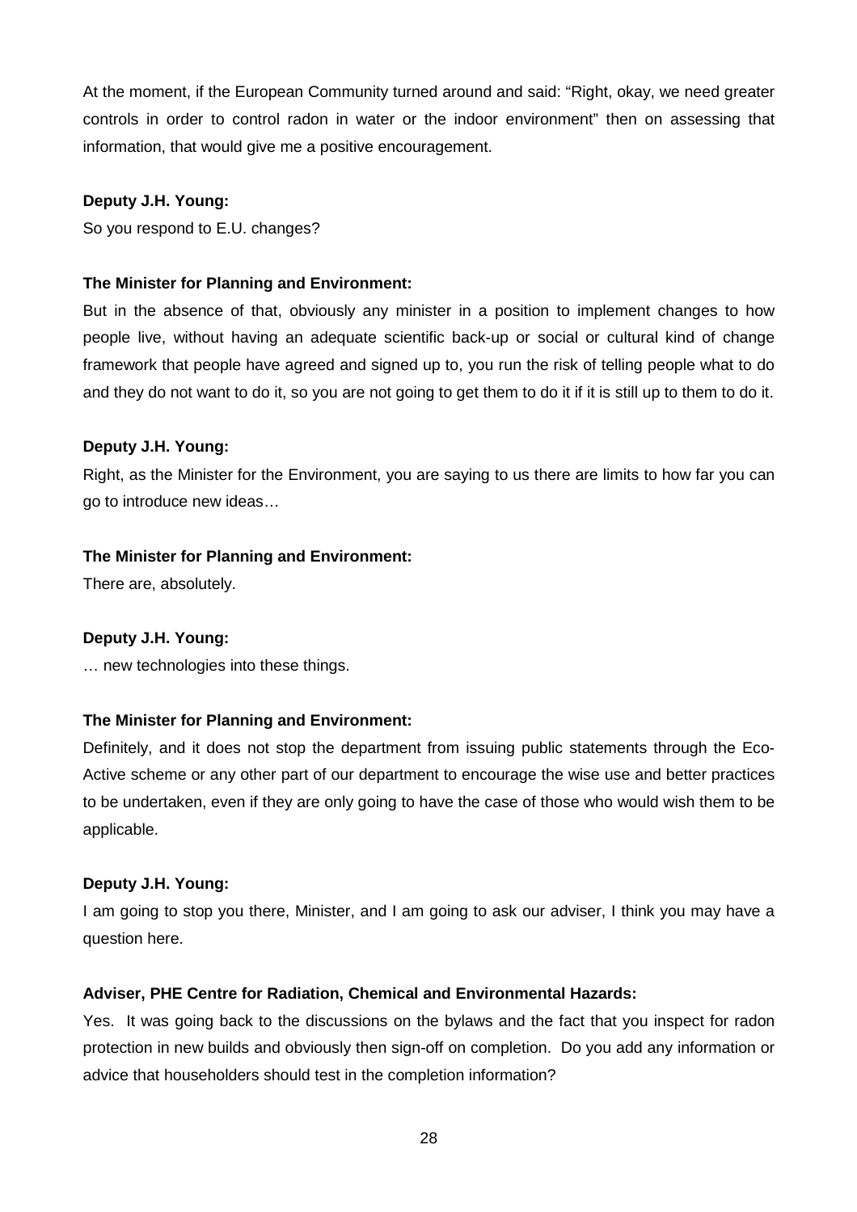At the moment, if the European Community turned around and said: "Right, okay, we need greater controls in order to control radon in water or the indoor environment" then on assessing that information, that would give me a positive encouragement.

**Deputy J.H. Young:**

So you respond to E.U. changes?

**The Minister for Planning and Environment:**

But in the absence of that, obviously any minister in a position to implement changes to how people live, without having an adequate scientific back-up or social or cultural kind of change framework that people have agreed and signed up to, you run the risk of telling people what to do and they do not want to do it, so you are not going to get them to do it if it is still up to them to do it.

**Deputy J.H. Young:**

Right, as the Minister for the Environment, you are saying to us there are limits to how far you can go to introduce new ideas…

**The Minister for Planning and Environment:**

There are, absolutely.

**Deputy J.H. Young:**

… new technologies into these things.

**The Minister for Planning and Environment:**

Definitely, and it does not stop the department from issuing public statements through the Eco-Active scheme or any other part of our department to encourage the wise use and better practices to be undertaken, even if they are only going to have the case of those who would wish them to be applicable.

**Deputy J.H. Young:**

I am going to stop you there, Minister, and I am going to ask our adviser, I think you may have a question here.

**Adviser, PHE Centre for Radiation, Chemical and Environmental Hazards:**

Yes. It was going back to the discussions on the bylaws and the fact that you inspect for radon protection in new builds and obviously then sign-off on completion. Do you add any information or advice that householders should test in the completion information?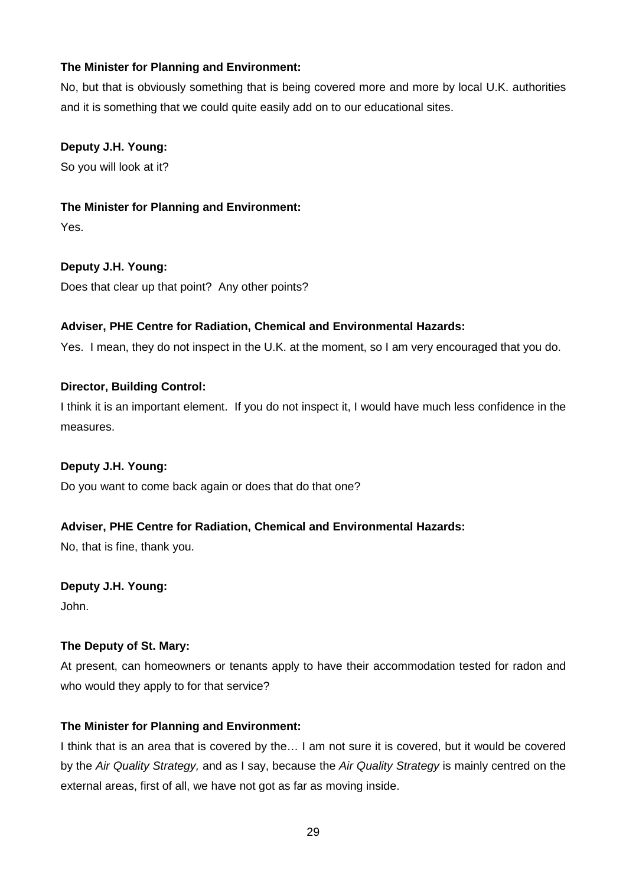**The Minister for Planning and Environment:**

No, but that is obviously something that is being covered more and more by local U.K. authorities and it is something that we could quite easily add on to our educational sites.

**Deputy J.H. Young:**

So you will look at it?

**The Minister for Planning and Environment:**

Yes.

**Deputy J.H. Young:**

Does that clear up that point? Any other points?

**Adviser, PHE Centre for Radiation, Chemical and Environmental Hazards:**

Yes. I mean, they do not inspect in the U.K. at the moment, so I am very encouraged that you do.

**Director, Building Control:**

I think it is an important element. If you do not inspect it, I would have much less confidence in the measures.

**Deputy J.H. Young:**

Do you want to come back again or does that do that one?

**Adviser, PHE Centre for Radiation, Chemical and Environmental Hazards:**

No, that is fine, thank you.

**Deputy J.H. Young:**

John.

**The Deputy of St. Mary:**

At present, can homeowners or tenants apply to have their accommodation tested for radon and who would they apply to for that service?

**The Minister for Planning and Environment:**

I think that is an area that is covered by the… I am not sure it is covered, but it would be covered by the *Air Quality Strategy,* and as I say, because the *Air Quality Strategy* is mainly centred on the external areas, first of all, we have not got as far as moving inside.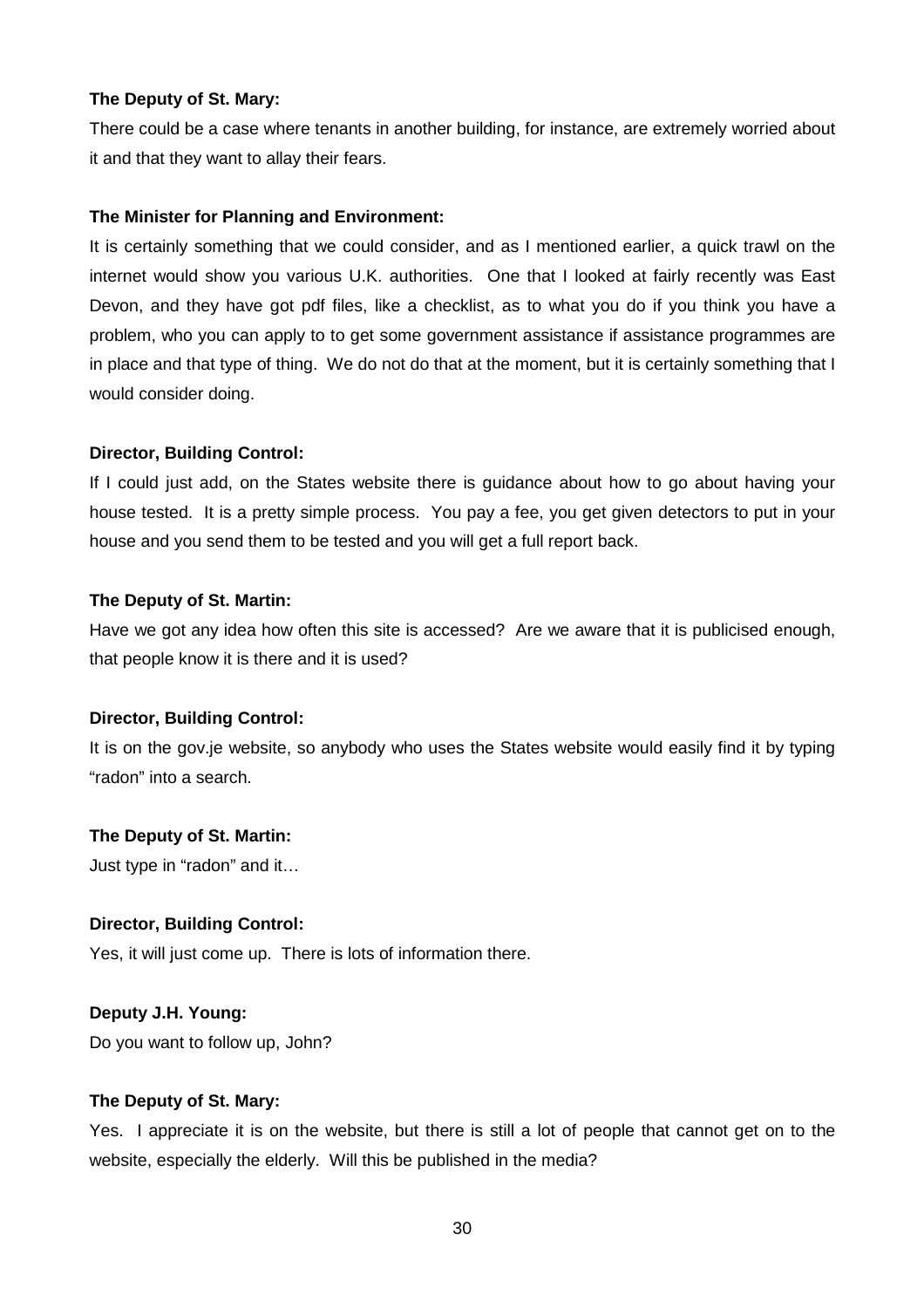**The Deputy of St. Mary:**

There could be a case where tenants in another building, for instance, are extremely worried about it and that they want to allay their fears.

**The Minister for Planning and Environment:**

It is certainly something that we could consider, and as I mentioned earlier, a quick trawl on the internet would show you various U.K. authorities. One that I looked at fairly recently was East Devon, and they have got pdf files, like a checklist, as to what you do if you think you have a problem, who you can apply to to get some government assistance if assistance programmes are in place and that type of thing. We do not do that at the moment, but it is certainly something that I would consider doing.

**Director, Building Control:**

If I could just add, on the States website there is guidance about how to go about having your house tested. It is a pretty simple process. You pay a fee, you get given detectors to put in your house and you send them to be tested and you will get a full report back.

**The Deputy of St. Martin:**

Have we got any idea how often this site is accessed? Are we aware that it is publicised enough, that people know it is there and it is used?

**Director, Building Control:**

It is on the gov.je website, so anybody who uses the States website would easily find it by typing "radon" into a search.

**The Deputy of St. Martin:**

Just type in "radon" and it…

**Director, Building Control:**

Yes, it will just come up. There is lots of information there.

**Deputy J.H. Young:**

Do you want to follow up, John?

**The Deputy of St. Mary:**

Yes. I appreciate it is on the website, but there is still a lot of people that cannot get on to the website, especially the elderly. Will this be published in the media?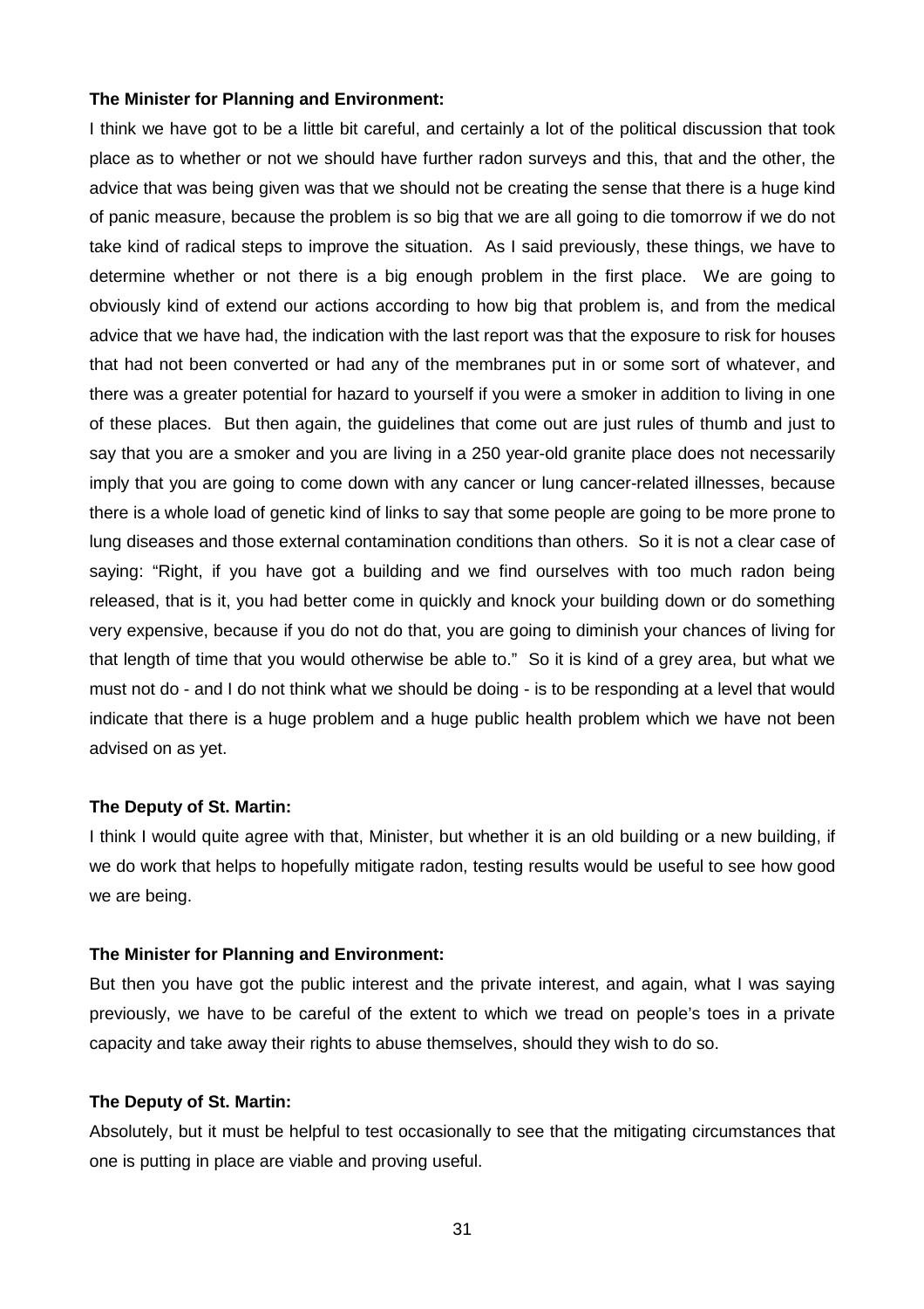**The Minister for Planning and Environment:**

I think we have got to be a little bit careful, and certainly a lot of the political discussion that took place as to whether or not we should have further radon surveys and this, that and the other, the advice that was being given was that we should not be creating the sense that there is a huge kind of panic measure, because the problem is so big that we are all going to die tomorrow if we do not take kind of radical steps to improve the situation. As I said previously, these things, we have to determine whether or not there is a big enough problem in the first place. We are going to obviously kind of extend our actions according to how big that problem is, and from the medical advice that we have had, the indication with the last report was that the exposure to risk for houses that had not been converted or had any of the membranes put in or some sort of whatever, and there was a greater potential for hazard to yourself if you were a smoker in addition to living in one of these places. But then again, the guidelines that come out are just rules of thumb and just to say that you are a smoker and you are living in a 250 year-old granite place does not necessarily imply that you are going to come down with any cancer or lung cancer-related illnesses, because there is a whole load of genetic kind of links to say that some people are going to be more prone to lung diseases and those external contamination conditions than others. So it is not a clear case of saying: "Right, if you have got a building and we find ourselves with too much radon being released, that is it, you had better come in quickly and knock your building down or do something very expensive, because if you do not do that, you are going to diminish your chances of living for that length of time that you would otherwise be able to." So it is kind of a grey area, but what we must not do - and I do not think what we should be doing - is to be responding at a level that would indicate that there is a huge problem and a huge public health problem which we have not been advised on as yet.

**The Deputy of St. Martin:**

I think I would quite agree with that, Minister, but whether it is an old building or a new building, if we do work that helps to hopefully mitigate radon, testing results would be useful to see how good we are being.

**The Minister for Planning and Environment:**

But then you have got the public interest and the private interest, and again, what I was saying previously, we have to be careful of the extent to which we tread on people's toes in a private capacity and take away their rights to abuse themselves, should they wish to do so.

**The Deputy of St. Martin:**

Absolutely, but it must be helpful to test occasionally to see that the mitigating circumstances that one is putting in place are viable and proving useful.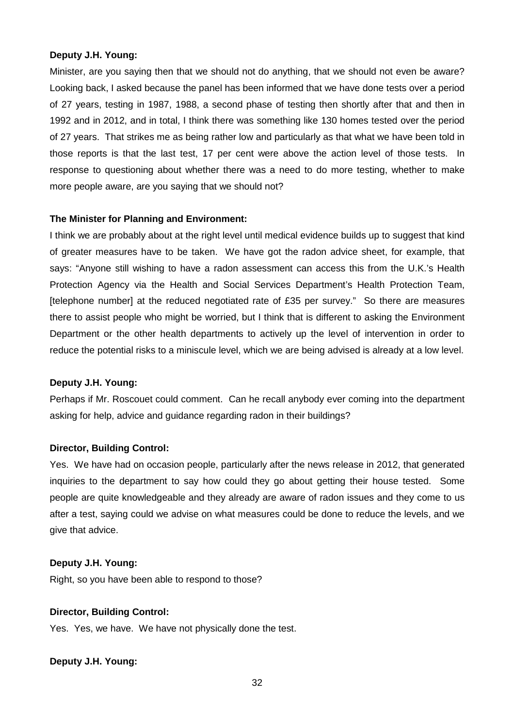**Deputy J.H. Young:**

Minister, are you saying then that we should not do anything, that we should not even be aware? Looking back, I asked because the panel has been informed that we have done tests over a period of 27 years, testing in 1987, 1988, a second phase of testing then shortly after that and then in 1992 and in 2012, and in total, I think there was something like 130 homes tested over the period of 27 years. That strikes me as being rather low and particularly as that what we have been told in those reports is that the last test, 17 per cent were above the action level of those tests. In response to questioning about whether there was a need to do more testing, whether to make more people aware, are you saying that we should not?

**The Minister for Planning and Environment:**

I think we are probably about at the right level until medical evidence builds up to suggest that kind of greater measures have to be taken. We have got the radon advice sheet, for example, that says: "Anyone still wishing to have a radon assessment can access this from the U.K.'s Health Protection Agency via the Health and Social Services Department's Health Protection Team, [telephone number] at the reduced negotiated rate of £35 per survey." So there are measures there to assist people who might be worried, but I think that is different to asking the Environment Department or the other health departments to actively up the level of intervention in order to reduce the potential risks to a miniscule level, which we are being advised is already at a low level.

**Deputy J.H. Young:**

Perhaps if Mr. Roscouet could comment. Can he recall anybody ever coming into the department asking for help, advice and guidance regarding radon in their buildings?

**Director, Building Control:**

Yes. We have had on occasion people, particularly after the news release in 2012, that generated inquiries to the department to say how could they go about getting their house tested. Some people are quite knowledgeable and they already are aware of radon issues and they come to us after a test, saying could we advise on what measures could be done to reduce the levels, and we give that advice.

**Deputy J.H. Young:**

Right, so you have been able to respond to those?

**Director, Building Control:**

Yes. Yes, we have. We have not physically done the test.

**Deputy J.H. Young:**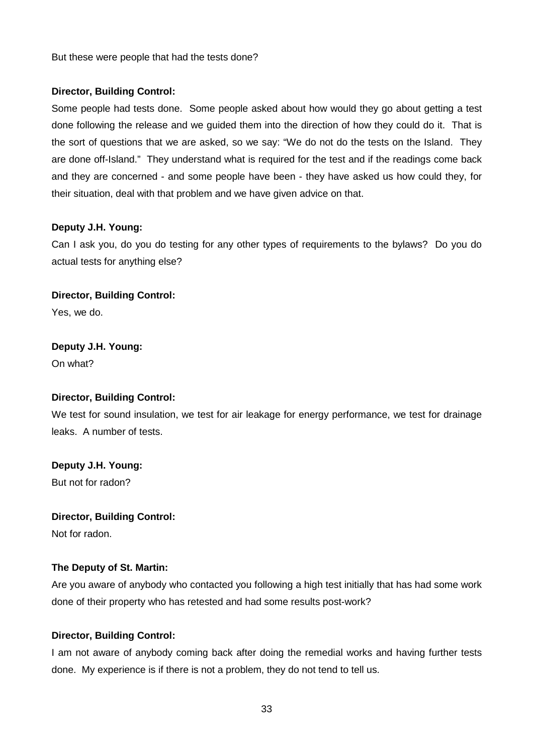But these were people that had the tests done?

**Director, Building Control:**

Some people had tests done. Some people asked about how would they go about getting a test done following the release and we guided them into the direction of how they could do it. That is the sort of questions that we are asked, so we say: "We do not do the tests on the Island. They are done off-Island." They understand what is required for the test and if the readings come back and they are concerned - and some people have been - they have asked us how could they, for their situation, deal with that problem and we have given advice on that.

**Deputy J.H. Young:**

Can I ask you, do you do testing for any other types of requirements to the bylaws? Do you do actual tests for anything else?

**Director, Building Control:**

Yes, we do.

**Deputy J.H. Young:**

On what?

**Director, Building Control:**

We test for sound insulation, we test for air leakage for energy performance, we test for drainage leaks. A number of tests.

**Deputy J.H. Young:**

But not for radon?

**Director, Building Control:**

Not for radon.

**The Deputy of St. Martin:**

Are you aware of anybody who contacted you following a high test initially that has had some work done of their property who has retested and had some results post-work?

**Director, Building Control:**

I am not aware of anybody coming back after doing the remedial works and having further tests done. My experience is if there is not a problem, they do not tend to tell us.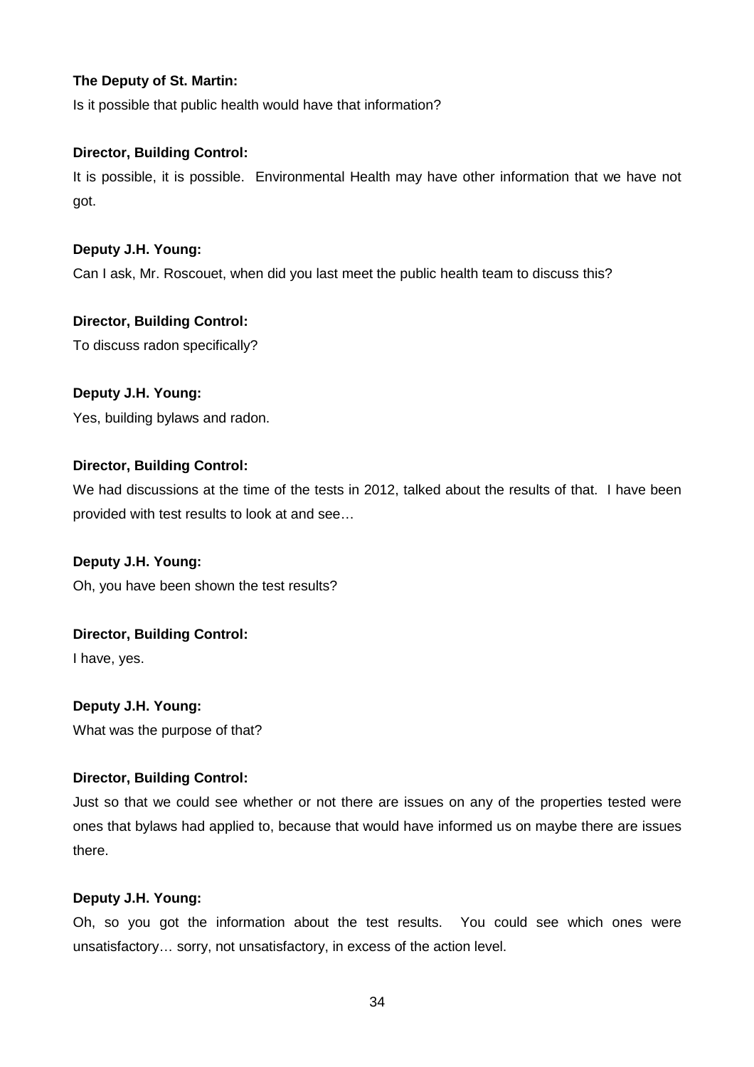**The Deputy of St. Martin:**

Is it possible that public health would have that information?

**Director, Building Control:**

It is possible, it is possible. Environmental Health may have other information that we have not got.

**Deputy J.H. Young:**

Can I ask, Mr. Roscouet, when did you last meet the public health team to discuss this?

**Director, Building Control:**

To discuss radon specifically?

**Deputy J.H. Young:**

Yes, building bylaws and radon.

**Director, Building Control:**

We had discussions at the time of the tests in 2012, talked about the results of that. I have been provided with test results to look at and see…

**Deputy J.H. Young:**

Oh, you have been shown the test results?

**Director, Building Control:**

I have, yes.

**Deputy J.H. Young:**

What was the purpose of that?

**Director, Building Control:**

Just so that we could see whether or not there are issues on any of the properties tested were ones that bylaws had applied to, because that would have informed us on maybe there are issues there.

**Deputy J.H. Young:**

Oh, so you got the information about the test results. You could see which ones were unsatisfactory… sorry, not unsatisfactory, in excess of the action level.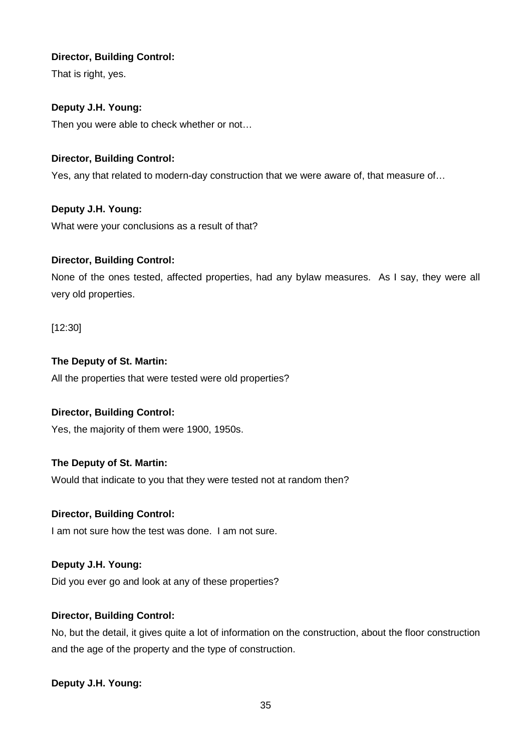**Director, Building Control:**

That is right, yes.

**Deputy J.H. Young:**

Then you were able to check whether or not…

**Director, Building Control:**

Yes, any that related to modern-day construction that we were aware of, that measure of…

**Deputy J.H. Young:**

What were your conclusions as a result of that?

**Director, Building Control:**

None of the ones tested, affected properties, had any bylaw measures. As I say, they were all very old properties.

[12:30]

**The Deputy of St. Martin:**

All the properties that were tested were old properties?

**Director, Building Control:**

Yes, the majority of them were 1900, 1950s.

**The Deputy of St. Martin:**

Would that indicate to you that they were tested not at random then?

**Director, Building Control:**

I am not sure how the test was done. I am not sure.

**Deputy J.H. Young:**

Did you ever go and look at any of these properties?

**Director, Building Control:**

No, but the detail, it gives quite a lot of information on the construction, about the floor construction and the age of the property and the type of construction.

**Deputy J.H. Young:**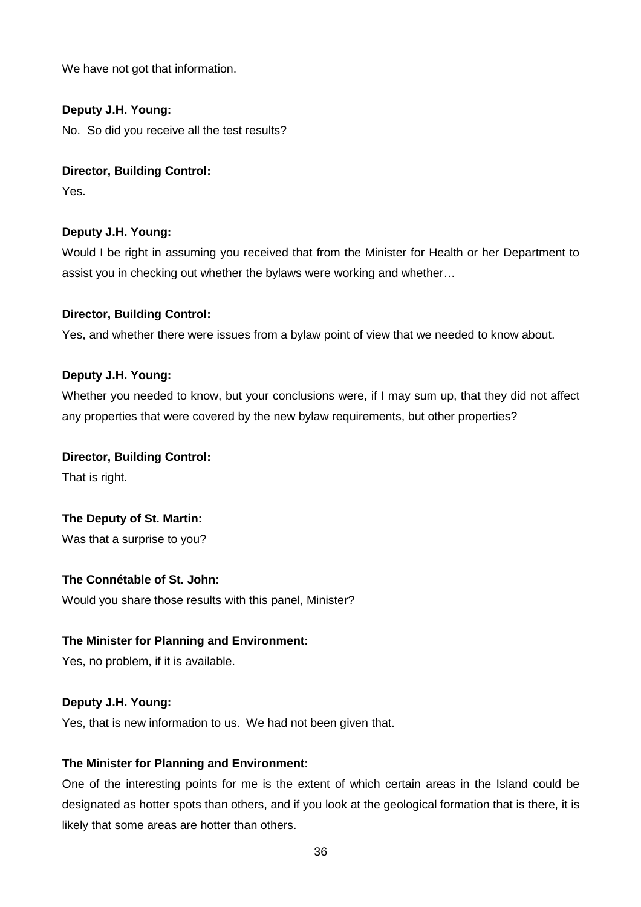We have not got that information.

**Deputy J.H. Young:**

No. So did you receive all the test results?

**Director, Building Control:**

Yes.

**Deputy J.H. Young:**

Would I be right in assuming you received that from the Minister for Health or her Department to assist you in checking out whether the bylaws were working and whether…

**Director, Building Control:**

Yes, and whether there were issues from a bylaw point of view that we needed to know about.

**Deputy J.H. Young:**

Whether you needed to know, but your conclusions were, if I may sum up, that they did not affect any properties that were covered by the new bylaw requirements, but other properties?

**Director, Building Control:**

That is right.

**The Deputy of St. Martin:**

Was that a surprise to you?

**The Connétable of St. John:**

Would you share those results with this panel, Minister?

**The Minister for Planning and Environment:**

Yes, no problem, if it is available.

**Deputy J.H. Young:**

Yes, that is new information to us. We had not been given that.

**The Minister for Planning and Environment:**

One of the interesting points for me is the extent of which certain areas in the Island could be designated as hotter spots than others, and if you look at the geological formation that is there, it is likely that some areas are hotter than others.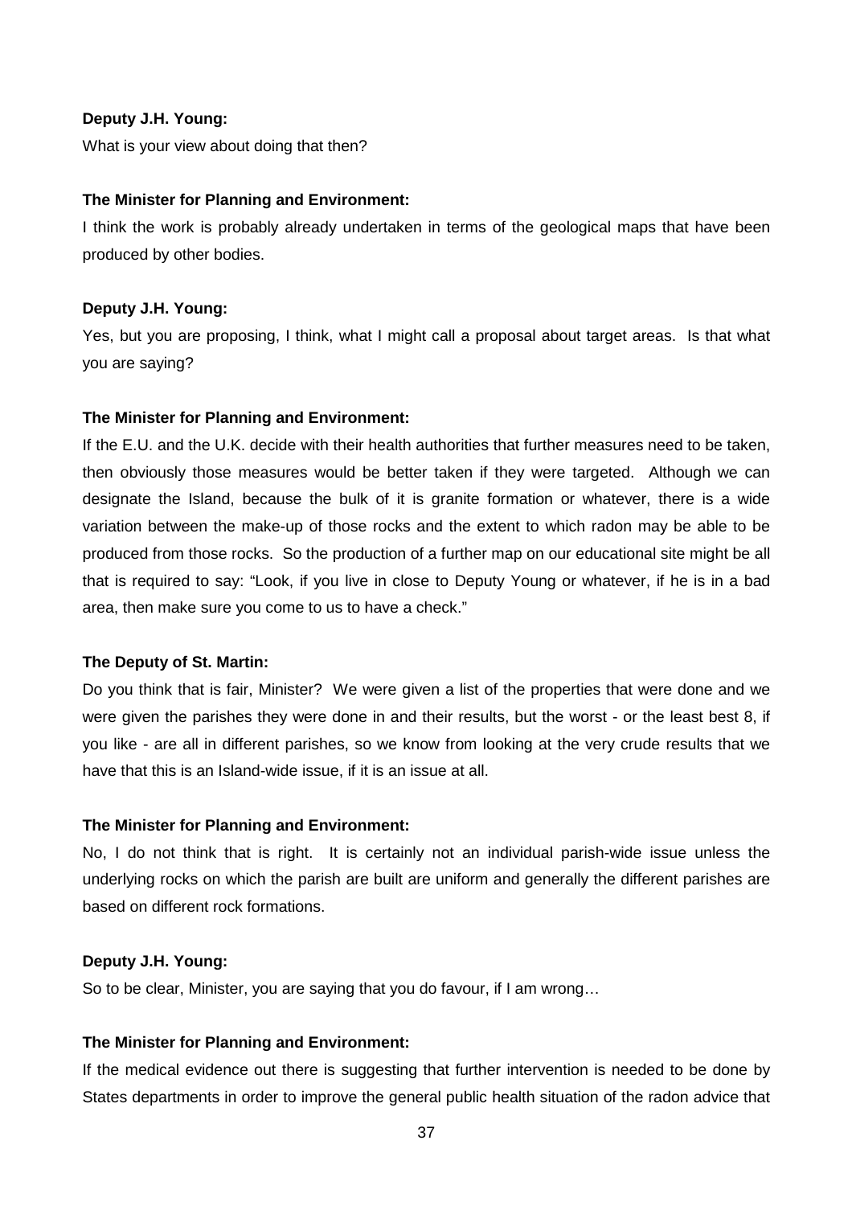**Deputy J.H. Young:**

What is your view about doing that then?

**The Minister for Planning and Environment:**

I think the work is probably already undertaken in terms of the geological maps that have been produced by other bodies.

**Deputy J.H. Young:**

Yes, but you are proposing, I think, what I might call a proposal about target areas. Is that what you are saying?

**The Minister for Planning and Environment:**

If the E.U. and the U.K. decide with their health authorities that further measures need to be taken, then obviously those measures would be better taken if they were targeted. Although we can designate the Island, because the bulk of it is granite formation or whatever, there is a wide variation between the make-up of those rocks and the extent to which radon may be able to be produced from those rocks. So the production of a further map on our educational site might be all that is required to say: "Look, if you live in close to Deputy Young or whatever, if he is in a bad area, then make sure you come to us to have a check."

**The Deputy of St. Martin:**

Do you think that is fair, Minister? We were given a list of the properties that were done and we were given the parishes they were done in and their results, but the worst - or the least best 8, if you like - are all in different parishes, so we know from looking at the very crude results that we have that this is an Island-wide issue, if it is an issue at all.

**The Minister for Planning and Environment:**

No, I do not think that is right. It is certainly not an individual parish-wide issue unless the underlying rocks on which the parish are built are uniform and generally the different parishes are based on different rock formations.

**Deputy J.H. Young:**

So to be clear, Minister, you are saying that you do favour, if I am wrong…

**The Minister for Planning and Environment:**

If the medical evidence out there is suggesting that further intervention is needed to be done by States departments in order to improve the general public health situation of the radon advice that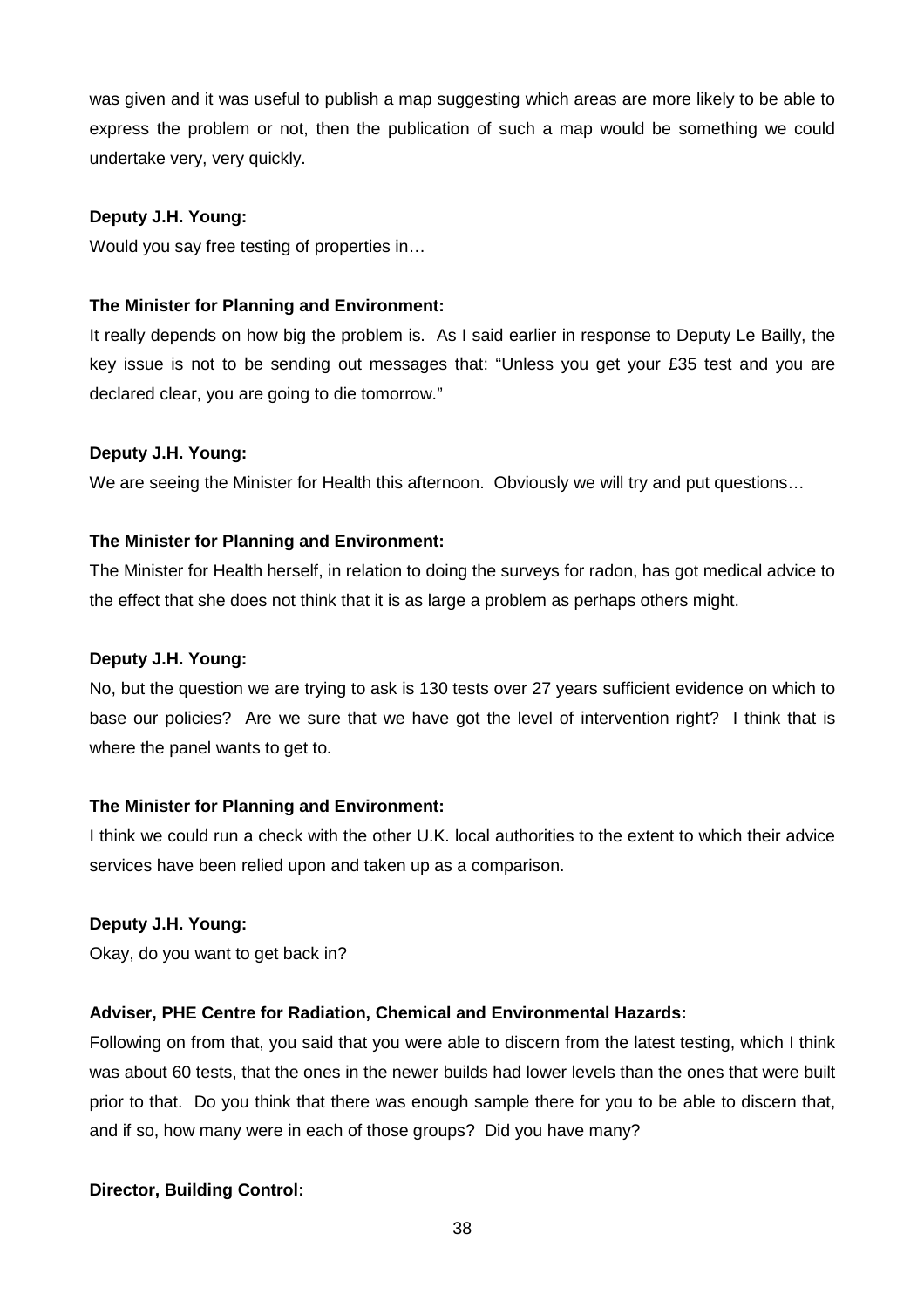was given and it was useful to publish a map suggesting which areas are more likely to be able to express the problem or not, then the publication of such a map would be something we could undertake very, very quickly.

**Deputy J.H. Young:**

Would you say free testing of properties in…

**The Minister for Planning and Environment:**

It really depends on how big the problem is. As I said earlier in response to Deputy Le Bailly, the key issue is not to be sending out messages that: "Unless you get your £35 test and you are declared clear, you are going to die tomorrow."

**Deputy J.H. Young:**

We are seeing the Minister for Health this afternoon. Obviously we will try and put questions…

**The Minister for Planning and Environment:**

The Minister for Health herself, in relation to doing the surveys for radon, has got medical advice to the effect that she does not think that it is as large a problem as perhaps others might.

**Deputy J.H. Young:**

No, but the question we are trying to ask is 130 tests over 27 years sufficient evidence on which to base our policies? Are we sure that we have got the level of intervention right? I think that is where the panel wants to get to.

**The Minister for Planning and Environment:**

I think we could run a check with the other U.K. local authorities to the extent to which their advice services have been relied upon and taken up as a comparison.

**Deputy J.H. Young:**

Okay, do you want to get back in?

**Adviser, PHE Centre for Radiation, Chemical and Environmental Hazards:**

Following on from that, you said that you were able to discern from the latest testing, which I think was about 60 tests, that the ones in the newer builds had lower levels than the ones that were built prior to that. Do you think that there was enough sample there for you to be able to discern that, and if so, how many were in each of those groups? Did you have many?

**Director, Building Control:**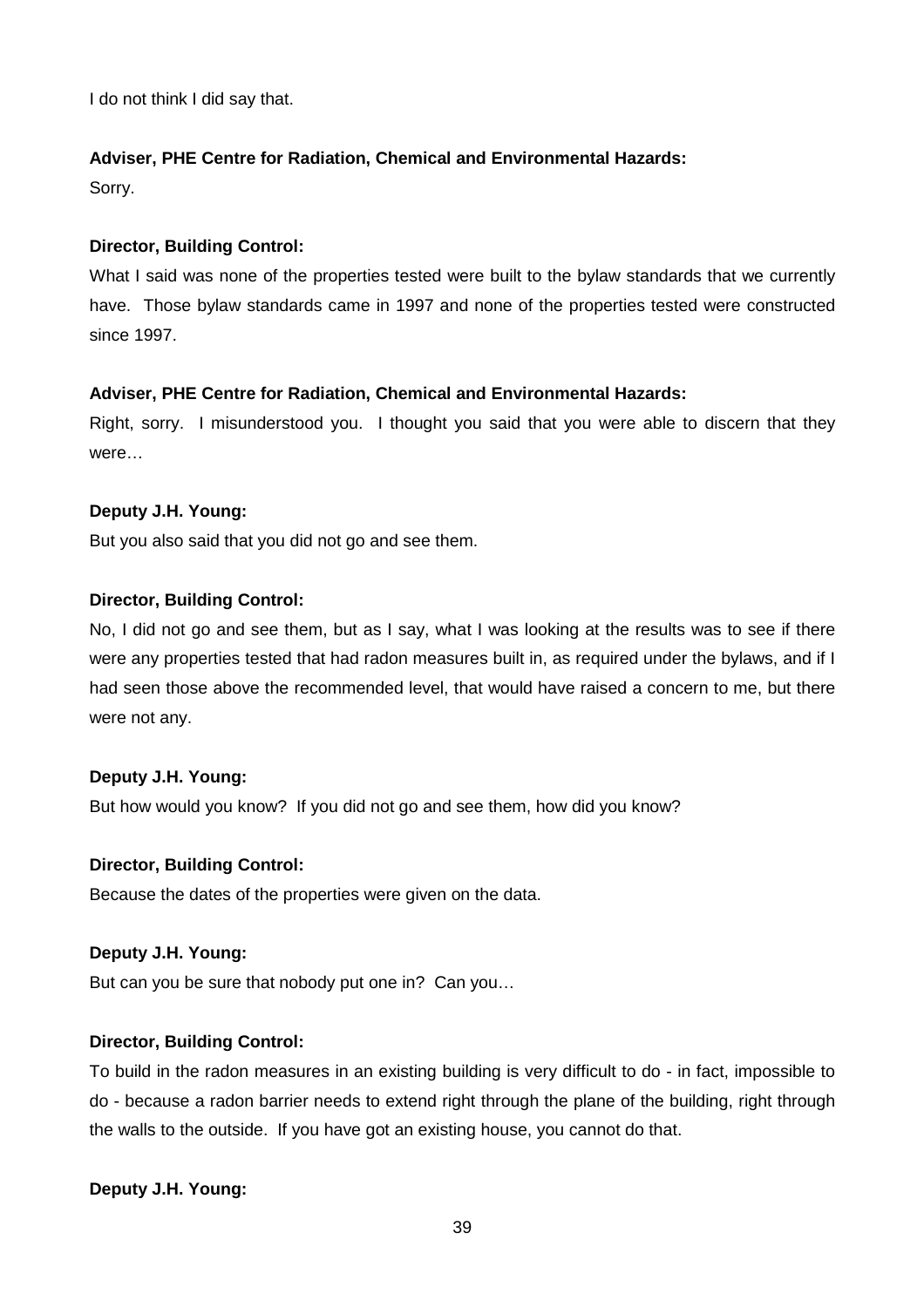I do not think I did say that.

**Adviser, PHE Centre for Radiation, Chemical and Environmental Hazards:**
Sorry.

**Director, Building Control:**
What I said was none of the properties tested were built to the bylaw standards that we currently have. Those bylaw standards came in 1997 and none of the properties tested were constructed since 1997.

**Adviser, PHE Centre for Radiation, Chemical and Environmental Hazards:**
Right, sorry. I misunderstood you. I thought you said that you were able to discern that they were…

**Deputy J.H. Young:**
But you also said that you did not go and see them.

**Director, Building Control:**
No, I did not go and see them, but as I say, what I was looking at the results was to see if there were any properties tested that had radon measures built in, as required under the bylaws, and if I had seen those above the recommended level, that would have raised a concern to me, but there were not any.

**Deputy J.H. Young:**
But how would you know? If you did not go and see them, how did you know?

**Director, Building Control:**
Because the dates of the properties were given on the data.

**Deputy J.H. Young:**
But can you be sure that nobody put one in? Can you…

**Director, Building Control:**
To build in the radon measures in an existing building is very difficult to do - in fact, impossible to do - because a radon barrier needs to extend right through the plane of the building, right through the walls to the outside. If you have got an existing house, you cannot do that.

**Deputy J.H. Young:**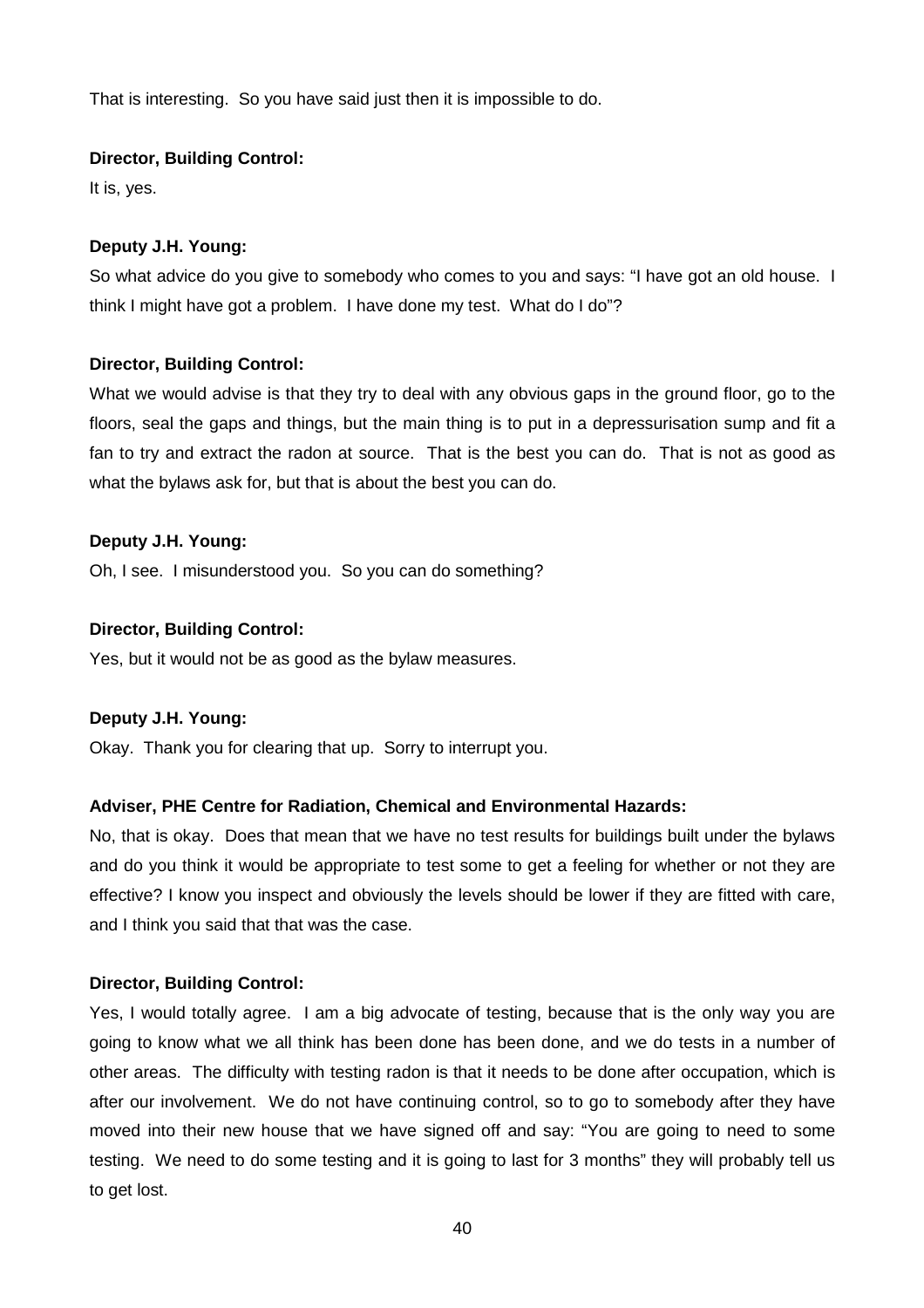That is interesting. So you have said just then it is impossible to do.

**Director, Building Control:**

It is, yes.

**Deputy J.H. Young:**

So what advice do you give to somebody who comes to you and says: "I have got an old house. I think I might have got a problem. I have done my test. What do I do"?

**Director, Building Control:**

What we would advise is that they try to deal with any obvious gaps in the ground floor, go to the floors, seal the gaps and things, but the main thing is to put in a depressurisation sump and fit a fan to try and extract the radon at source. That is the best you can do. That is not as good as what the bylaws ask for, but that is about the best you can do.

**Deputy J.H. Young:**

Oh, I see. I misunderstood you. So you can do something?

**Director, Building Control:**

Yes, but it would not be as good as the bylaw measures.

**Deputy J.H. Young:**

Okay. Thank you for clearing that up. Sorry to interrupt you.

**Adviser, PHE Centre for Radiation, Chemical and Environmental Hazards:**

No, that is okay. Does that mean that we have no test results for buildings built under the bylaws and do you think it would be appropriate to test some to get a feeling for whether or not they are effective? I know you inspect and obviously the levels should be lower if they are fitted with care, and I think you said that that was the case.

**Director, Building Control:**

Yes, I would totally agree. I am a big advocate of testing, because that is the only way you are going to know what we all think has been done has been done, and we do tests in a number of other areas. The difficulty with testing radon is that it needs to be done after occupation, which is after our involvement. We do not have continuing control, so to go to somebody after they have moved into their new house that we have signed off and say: "You are going to need to some testing. We need to do some testing and it is going to last for 3 months" they will probably tell us to get lost.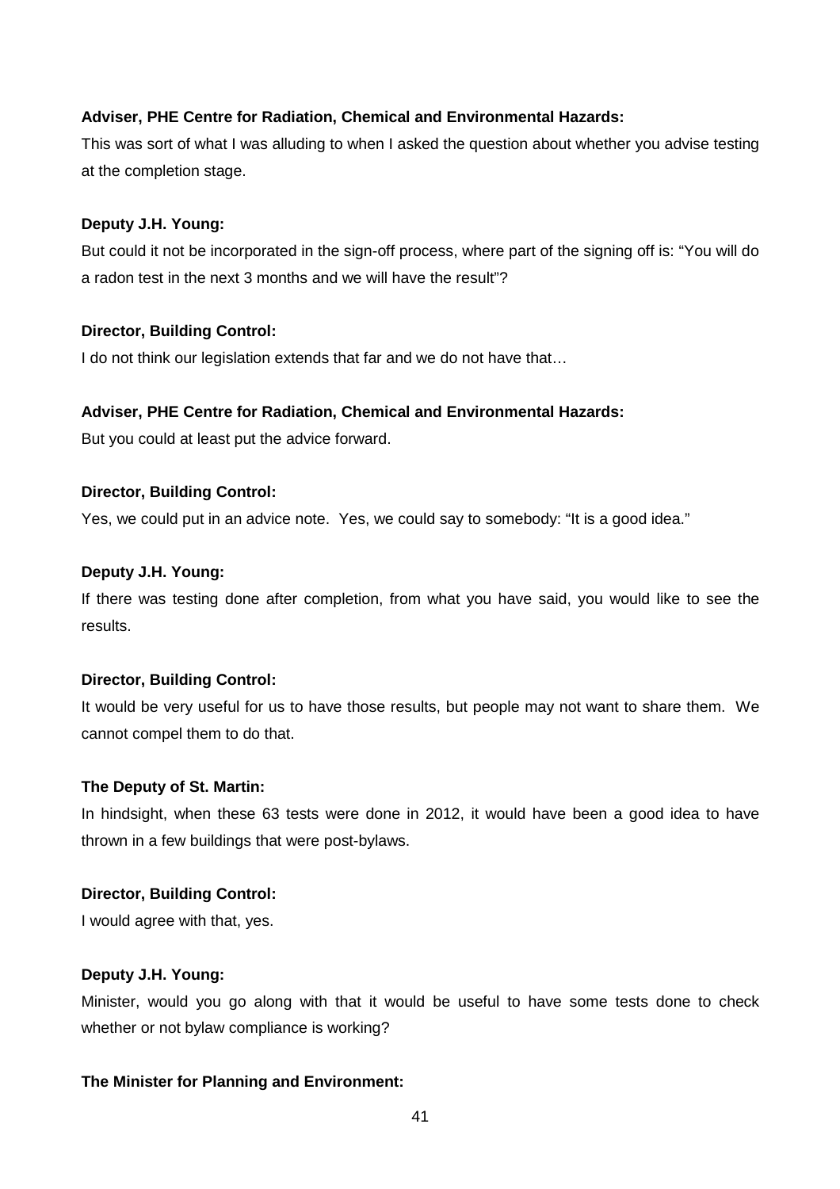**Adviser, PHE Centre for Radiation, Chemical and Environmental Hazards:**

This was sort of what I was alluding to when I asked the question about whether you advise testing at the completion stage.

**Deputy J.H. Young:**

But could it not be incorporated in the sign-off process, where part of the signing off is: "You will do a radon test in the next 3 months and we will have the result"?

**Director, Building Control:**

I do not think our legislation extends that far and we do not have that…

**Adviser, PHE Centre for Radiation, Chemical and Environmental Hazards:**

But you could at least put the advice forward.

**Director, Building Control:**

Yes, we could put in an advice note. Yes, we could say to somebody: "It is a good idea."

**Deputy J.H. Young:**

If there was testing done after completion, from what you have said, you would like to see the results.

**Director, Building Control:**

It would be very useful for us to have those results, but people may not want to share them. We cannot compel them to do that.

**The Deputy of St. Martin:**

In hindsight, when these 63 tests were done in 2012, it would have been a good idea to have thrown in a few buildings that were post-bylaws.

**Director, Building Control:**

I would agree with that, yes.

**Deputy J.H. Young:**

Minister, would you go along with that it would be useful to have some tests done to check whether or not bylaw compliance is working?

**The Minister for Planning and Environment:**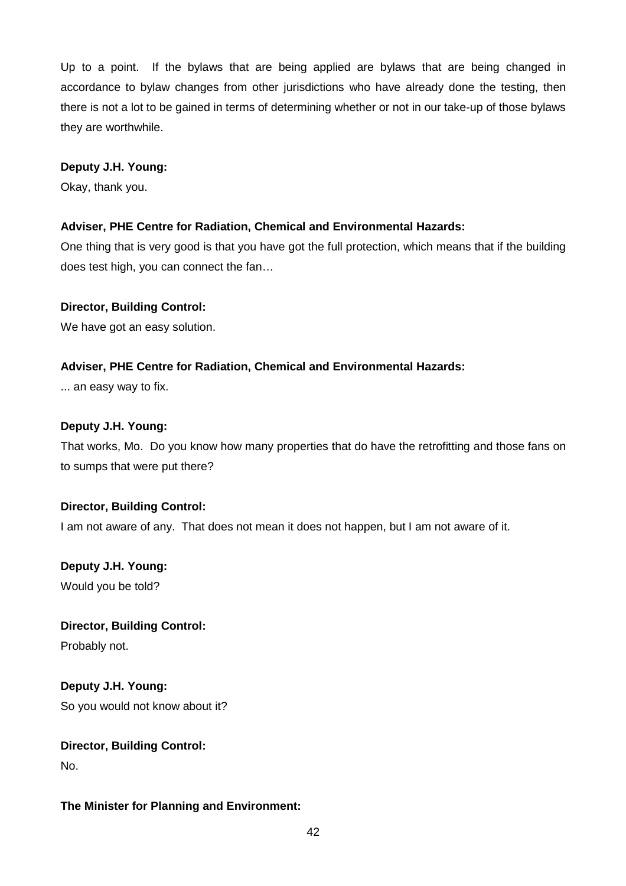Up to a point. If the bylaws that are being applied are bylaws that are being changed in accordance to bylaw changes from other jurisdictions who have already done the testing, then there is not a lot to be gained in terms of determining whether or not in our take-up of those bylaws they are worthwhile.

**Deputy J.H. Young:**

Okay, thank you.

**Adviser, PHE Centre for Radiation, Chemical and Environmental Hazards:**

One thing that is very good is that you have got the full protection, which means that if the building does test high, you can connect the fan…

**Director, Building Control:**

We have got an easy solution.

**Adviser, PHE Centre for Radiation, Chemical and Environmental Hazards:**

... an easy way to fix.

**Deputy J.H. Young:**

That works, Mo. Do you know how many properties that do have the retrofitting and those fans on to sumps that were put there?

**Director, Building Control:**

I am not aware of any. That does not mean it does not happen, but I am not aware of it.

**Deputy J.H. Young:**

Would you be told?

**Director, Building Control:**

Probably not.

**Deputy J.H. Young:**

So you would not know about it?

**Director, Building Control:**

No.

**The Minister for Planning and Environment:**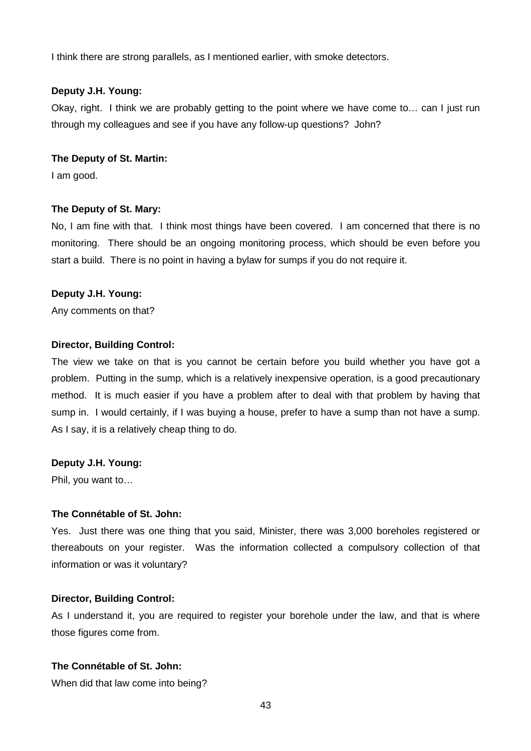I think there are strong parallels, as I mentioned earlier, with smoke detectors.

**Deputy J.H. Young:**

Okay, right. I think we are probably getting to the point where we have come to… can I just run through my colleagues and see if you have any follow-up questions? John?

**The Deputy of St. Martin:**

I am good.

**The Deputy of St. Mary:**

No, I am fine with that. I think most things have been covered. I am concerned that there is no monitoring. There should be an ongoing monitoring process, which should be even before you start a build. There is no point in having a bylaw for sumps if you do not require it.

**Deputy J.H. Young:**

Any comments on that?

**Director, Building Control:**

The view we take on that is you cannot be certain before you build whether you have got a problem. Putting in the sump, which is a relatively inexpensive operation, is a good precautionary method. It is much easier if you have a problem after to deal with that problem by having that sump in. I would certainly, if I was buying a house, prefer to have a sump than not have a sump. As I say, it is a relatively cheap thing to do.

**Deputy J.H. Young:**

Phil, you want to…

**The Connétable of St. John:**

Yes. Just there was one thing that you said, Minister, there was 3,000 boreholes registered or thereabouts on your register. Was the information collected a compulsory collection of that information or was it voluntary?

**Director, Building Control:**

As I understand it, you are required to register your borehole under the law, and that is where those figures come from.

**The Connétable of St. John:**

When did that law come into being?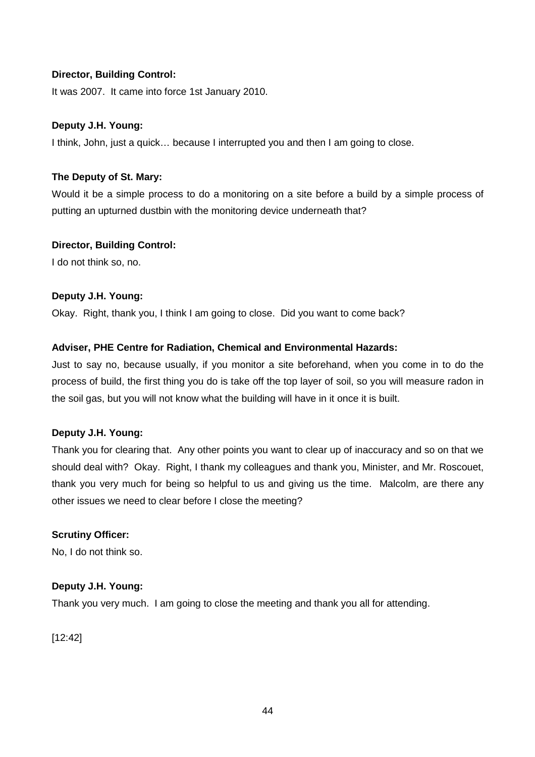**Director, Building Control:**

It was 2007. It came into force 1st January 2010.

**Deputy J.H. Young:**

I think, John, just a quick… because I interrupted you and then I am going to close.

**The Deputy of St. Mary:**

Would it be a simple process to do a monitoring on a site before a build by a simple process of putting an upturned dustbin with the monitoring device underneath that?

**Director, Building Control:**

I do not think so, no.

**Deputy J.H. Young:**

Okay. Right, thank you, I think I am going to close. Did you want to come back?

**Adviser, PHE Centre for Radiation, Chemical and Environmental Hazards:**

Just to say no, because usually, if you monitor a site beforehand, when you come in to do the process of build, the first thing you do is take off the top layer of soil, so you will measure radon in the soil gas, but you will not know what the building will have in it once it is built.

**Deputy J.H. Young:**

Thank you for clearing that. Any other points you want to clear up of inaccuracy and so on that we should deal with? Okay. Right, I thank my colleagues and thank you, Minister, and Mr. Roscouet, thank you very much for being so helpful to us and giving us the time. Malcolm, are there any other issues we need to clear before I close the meeting?

**Scrutiny Officer:**

No, I do not think so.

**Deputy J.H. Young:**

Thank you very much. I am going to close the meeting and thank you all for attending.

[12:42]